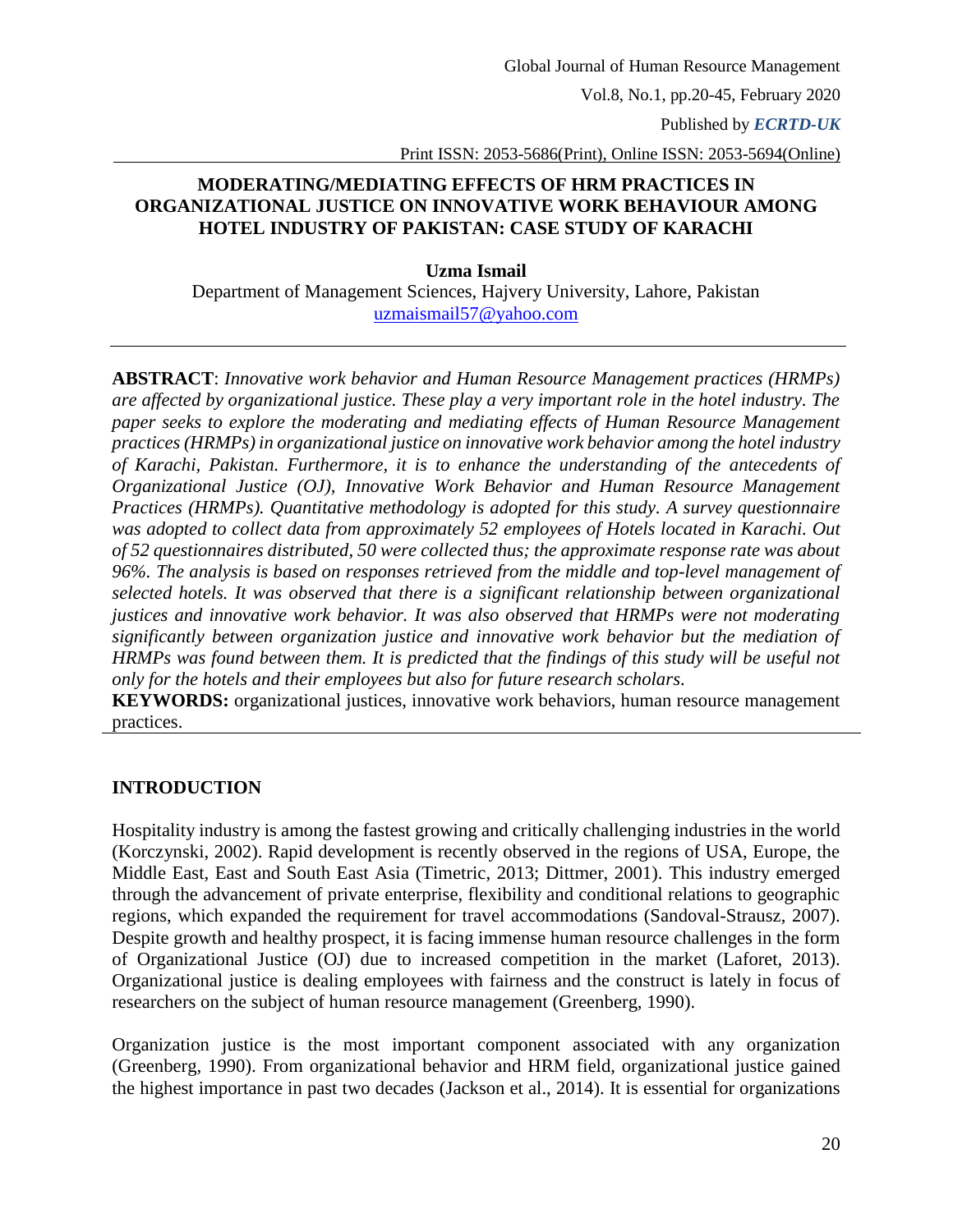# MODERATING/MEDIATING EFFECTS OF HRM PRACTICES IN ORGANIZATIONAL JUSTICE ON INNOVATIVE WORK BEHAVIOUR AMONG HOTEL INDUSTRY OF PAKISTAN: CASE STUDY OF KARACHI

**Uzma Ismail**

Department of Management Sciences, Hajvery University, Lahore, Pakistan

uzmaismail57@yahoo.com

---

**ABSTRACT**: *Innovative work behavior and Human Resource Management practices (HRMPs) are affected by organizational justice. These play a very important role in the hotel industry. The paper seeks to explore the moderating and mediating effects of Human Resource Management practices (HRMPs) in organizational justice on innovative work behavior among the hotel industry of Karachi, Pakistan. Furthermore, it is to enhance the understanding of the antecedents of Organizational Justice (OJ), Innovative Work Behavior and Human Resource Management Practices (HRMPs). Quantitative methodology is adopted for this study. A survey questionnaire was adopted to collect data from approximately 52 employees of Hotels located in Karachi. Out of 52 questionnaires distributed, 50 were collected thus; the approximate response rate was about 96%. The analysis is based on responses retrieved from the middle and top-level management of selected hotels. It was observed that there is a significant relationship between organizational justices and innovative work behavior. It was also observed that HRMPs were not moderating significantly between organization justice and innovative work behavior but the mediation of HRMPs was found between them. It is predicted that the findings of this study will be useful not only for the hotels and their employees but also for future research scholars.*

**KEYWORDS:** organizational justices, innovative work behaviors, human resource management practices.

---

## INTRODUCTION

Hospitality industry is among the fastest growing and critically challenging industries in the world (Korczynski, 2002). Rapid development is recently observed in the regions of USA, Europe, the Middle East, East and South East Asia (Timetric, 2013; Dittmer, 2001). This industry emerged through the advancement of private enterprise, flexibility and conditional relations to geographic regions, which expanded the requirement for travel accommodations (Sandoval-Strausz, 2007). Despite growth and healthy prospect, it is facing immense human resource challenges in the form of Organizational Justice (OJ) due to increased competition in the market (Laforet, 2013). Organizational justice is dealing employees with fairness and the construct is lately in focus of researchers on the subject of human resource management (Greenberg, 1990).

Organization justice is the most important component associated with any organization (Greenberg, 1990). From organizational behavior and HRM field, organizational justice gained the highest importance in past two decades (Jackson et al., 2014). It is essential for organizations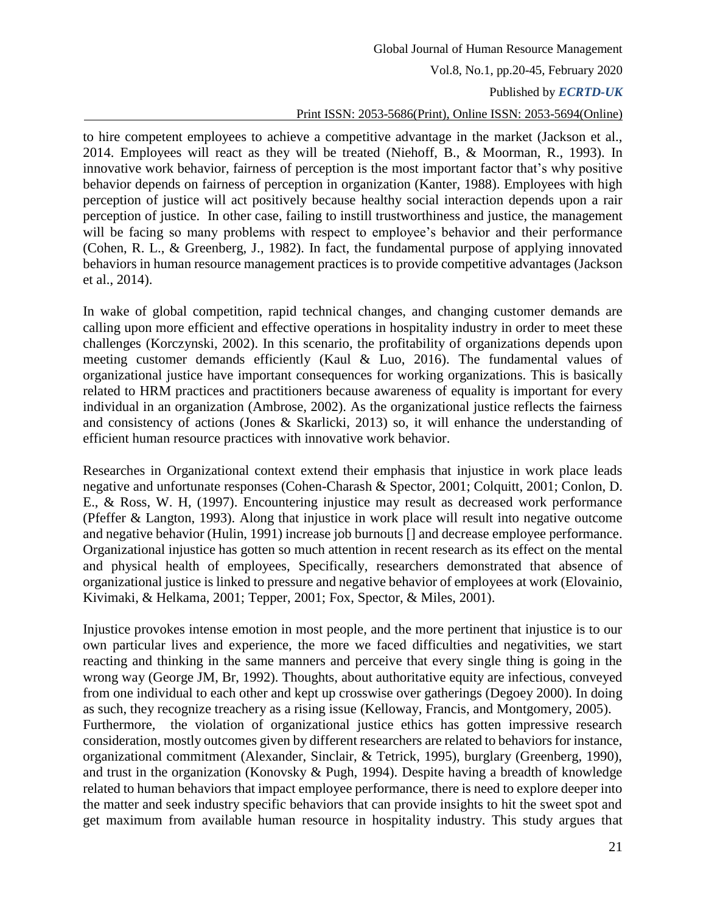to hire competent employees to achieve a competitive advantage in the market (Jackson et al., 2014. Employees will react as they will be treated (Niehoff, B., & Moorman, R., 1993). In innovative work behavior, fairness of perception is the most important factor that's why positive behavior depends on fairness of perception in organization (Kanter, 1988). Employees with high perception of justice will act positively because healthy social interaction depends upon a rair perception of justice. In other case, failing to instill trustworthiness and justice, the management will be facing so many problems with respect to employee's behavior and their performance (Cohen, R. L., & Greenberg, J., 1982). In fact, the fundamental purpose of applying innovated behaviors in human resource management practices is to provide competitive advantages (Jackson et al., 2014).

In wake of global competition, rapid technical changes, and changing customer demands are calling upon more efficient and effective operations in hospitality industry in order to meet these challenges (Korczynski, 2002). In this scenario, the profitability of organizations depends upon meeting customer demands efficiently (Kaul & Luo, 2016). The fundamental values of organizational justice have important consequences for working organizations. This is basically related to HRM practices and practitioners because awareness of equality is important for every individual in an organization (Ambrose, 2002). As the organizational justice reflects the fairness and consistency of actions (Jones & Skarlicki, 2013) so, it will enhance the understanding of efficient human resource practices with innovative work behavior.

Researches in Organizational context extend their emphasis that injustice in work place leads negative and unfortunate responses (Cohen-Charash & Spector, 2001; Colquitt, 2001; Conlon, D. E., & Ross, W. H, (1997). Encountering injustice may result as decreased work performance (Pfeffer & Langton, 1993). Along that injustice in work place will result into negative outcome and negative behavior (Hulin, 1991) increase job burnouts [] and decrease employee performance. Organizational injustice has gotten so much attention in recent research as its effect on the mental and physical health of employees, Specifically, researchers demonstrated that absence of organizational justice is linked to pressure and negative behavior of employees at work (Elovainio, Kivimaki, & Helkama, 2001; Tepper, 2001; Fox, Spector, & Miles, 2001).

Injustice provokes intense emotion in most people, and the more pertinent that injustice is to our own particular lives and experience, the more we faced difficulties and negativities, we start reacting and thinking in the same manners and perceive that every single thing is going in the wrong way (George JM, Br, 1992). Thoughts, about authoritative equity are infectious, conveyed from one individual to each other and kept up crosswise over gatherings (Degoey 2000). In doing as such, they recognize treachery as a rising issue (Kelloway, Francis, and Montgomery, 2005).

Furthermore, the violation of organizational justice ethics has gotten impressive research consideration, mostly outcomes given by different researchers are related to behaviors for instance, organizational commitment (Alexander, Sinclair, & Tetrick, 1995), burglary (Greenberg, 1990), and trust in the organization (Konovsky & Pugh, 1994). Despite having a breadth of knowledge related to human behaviors that impact employee performance, there is need to explore deeper into the matter and seek industry specific behaviors that can provide insights to hit the sweet spot and get maximum from available human resource in hospitality industry. This study argues that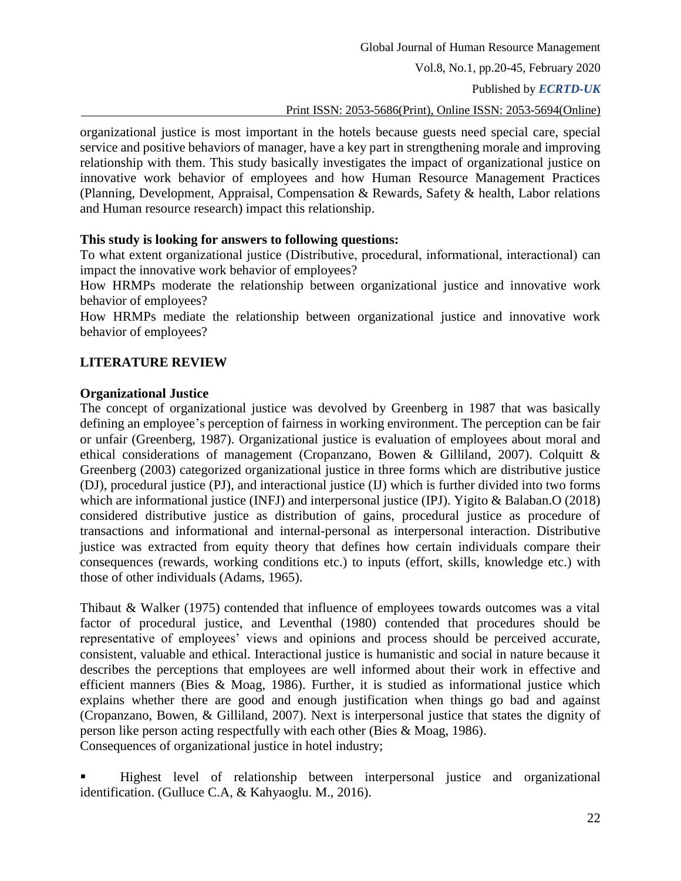organizational justice is most important in the hotels because guests need special care, special service and positive behaviors of manager, have a key part in strengthening morale and improving relationship with them. This study basically investigates the impact of organizational justice on innovative work behavior of employees and how Human Resource Management Practices (Planning, Development, Appraisal, Compensation & Rewards, Safety & health, Labor relations and Human resource research) impact this relationship.

**This study is looking for answers to following questions:**

To what extent organizational justice (Distributive, procedural, informational, interactional) can impact the innovative work behavior of employees?

How HRMPs moderate the relationship between organizational justice and innovative work behavior of employees?

How HRMPs mediate the relationship between organizational justice and innovative work behavior of employees?

## LITERATURE REVIEW

### Organizational Justice

The concept of organizational justice was devolved by Greenberg in 1987 that was basically defining an employee's perception of fairness in working environment. The perception can be fair or unfair (Greenberg, 1987). Organizational justice is evaluation of employees about moral and ethical considerations of management (Cropanzano, Bowen & Gilliland, 2007). Colquitt & Greenberg (2003) categorized organizational justice in three forms which are distributive justice (DJ), procedural justice (PJ), and interactional justice (IJ) which is further divided into two forms which are informational justice (INFJ) and interpersonal justice (IPJ). Yigito & Balaban.O (2018) considered distributive justice as distribution of gains, procedural justice as procedure of transactions and informational and internal-personal as interpersonal interaction. Distributive justice was extracted from equity theory that defines how certain individuals compare their consequences (rewards, working conditions etc.) to inputs (effort, skills, knowledge etc.) with those of other individuals (Adams, 1965).

Thibaut & Walker (1975) contended that influence of employees towards outcomes was a vital factor of procedural justice, and Leventhal (1980) contended that procedures should be representative of employees' views and opinions and process should be perceived accurate, consistent, valuable and ethical. Interactional justice is humanistic and social in nature because it describes the perceptions that employees are well informed about their work in effective and efficient manners (Bies & Moag, 1986). Further, it is studied as informational justice which explains whether there are good and enough justification when things go bad and against (Cropanzano, Bowen, & Gilliland, 2007). Next is interpersonal justice that states the dignity of person like person acting respectfully with each other (Bies & Moag, 1986).

Consequences of organizational justice in hotel industry;

- Highest level of relationship between interpersonal justice and organizational identification. (Gulluce C.A, & Kahyaoglu. M., 2016).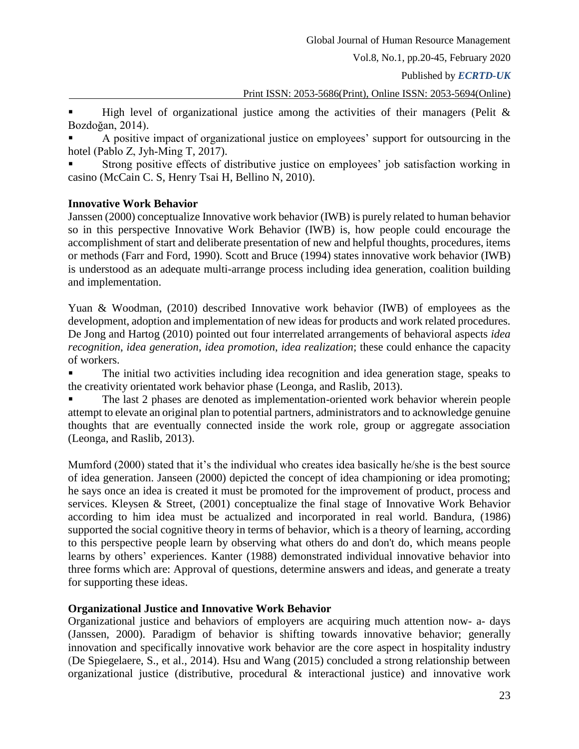- High level of organizational justice among the activities of their managers (Pelit & Bozdoğan, 2014).
- A positive impact of organizational justice on employees' support for outsourcing in the hotel (Pablo Z, Jyh-Ming T, 2017).
- Strong positive effects of distributive justice on employees' job satisfaction working in casino (McCain C. S, Henry Tsai H, Bellino N, 2010).

**Innovative Work Behavior**

Janssen (2000) conceptualize Innovative work behavior (IWB) is purely related to human behavior so in this perspective Innovative Work Behavior (IWB) is, how people could encourage the accomplishment of start and deliberate presentation of new and helpful thoughts, procedures, items or methods (Farr and Ford, 1990). Scott and Bruce (1994) states innovative work behavior (IWB) is understood as an adequate multi-arrange process including idea generation, coalition building and implementation.

Yuan & Woodman, (2010) described Innovative work behavior (IWB) of employees as the development, adoption and implementation of new ideas for products and work related procedures. De Jong and Hartog (2010) pointed out four interrelated arrangements of behavioral aspects *idea recognition*, *idea generation*, *idea promotion*, *idea realization*; these could enhance the capacity of workers.

- The initial two activities including idea recognition and idea generation stage, speaks to the creativity orientated work behavior phase (Leonga, and Raslib, 2013).
- The last 2 phases are denoted as implementation-oriented work behavior wherein people attempt to elevate an original plan to potential partners, administrators and to acknowledge genuine thoughts that are eventually connected inside the work role, group or aggregate association (Leonga, and Raslib, 2013).

Mumford (2000) stated that it's the individual who creates idea basically he/she is the best source of idea generation. Janseen (2000) depicted the concept of idea championing or idea promoting; he says once an idea is created it must be promoted for the improvement of product, process and services. Kleysen & Street, (2001) conceptualize the final stage of Innovative Work Behavior according to him idea must be actualized and incorporated in real world. Bandura, (1986) supported the social cognitive theory in terms of behavior, which is a theory of learning, according to this perspective people learn by observing what others do and don't do, which means people learns by others' experiences. Kanter (1988) demonstrated individual innovative behavior into three forms which are: Approval of questions, determine answers and ideas, and generate a treaty for supporting these ideas.

**Organizational Justice and Innovative Work Behavior**

Organizational justice and behaviors of employers are acquiring much attention now- a- days (Janssen, 2000). Paradigm of behavior is shifting towards innovative behavior; generally innovation and specifically innovative work behavior are the core aspect in hospitality industry (De Spiegelaere, S., et al., 2014). Hsu and Wang (2015) concluded a strong relationship between organizational justice (distributive, procedural & interactional justice) and innovative work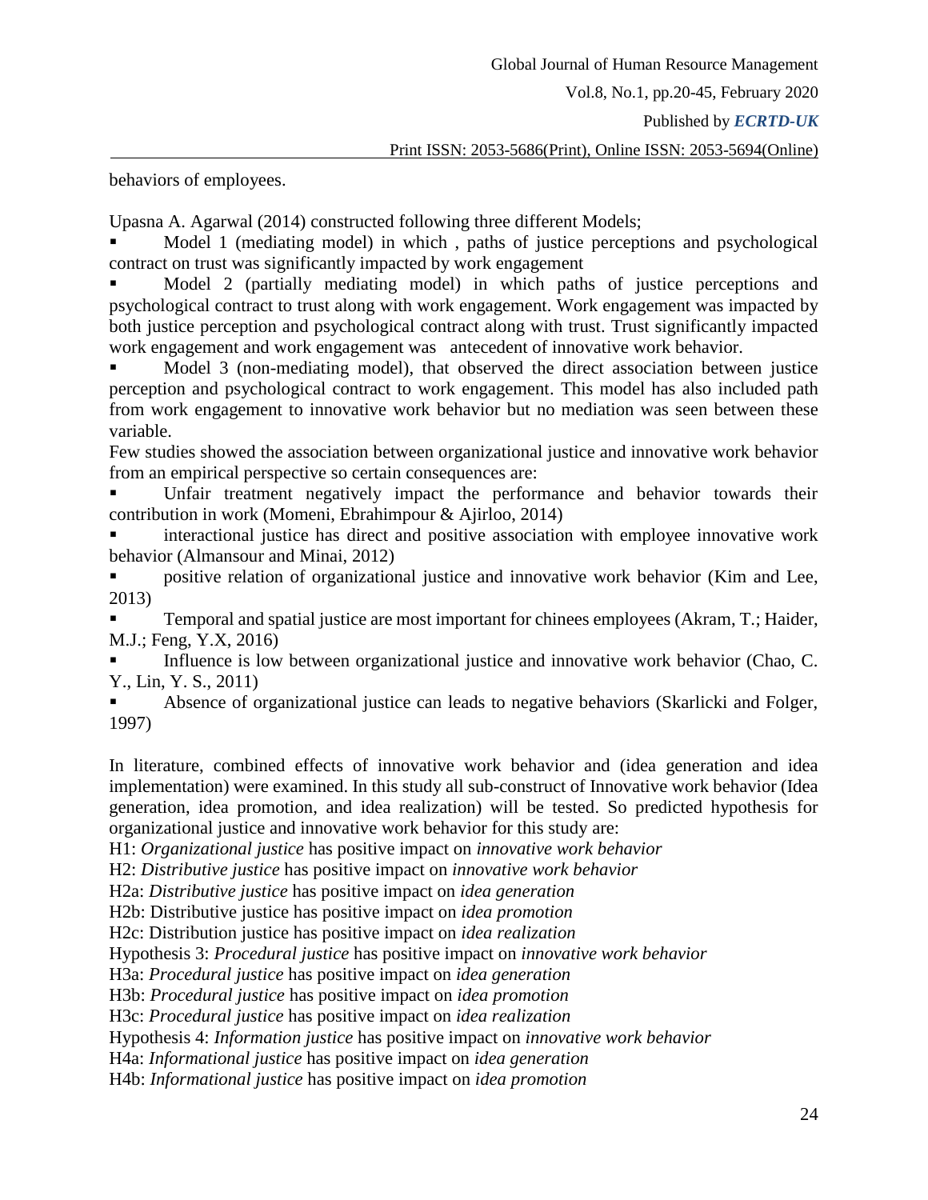behaviors of employees.

Upasna A. Agarwal (2014) constructed following three different Models;

- Model 1 (mediating model) in which , paths of justice perceptions and psychological contract on trust was significantly impacted by work engagement
- Model 2 (partially mediating model) in which paths of justice perceptions and psychological contract to trust along with work engagement. Work engagement was impacted by both justice perception and psychological contract along with trust. Trust significantly impacted work engagement and work engagement was antecedent of innovative work behavior.
- Model 3 (non-mediating model), that observed the direct association between justice perception and psychological contract to work engagement. This model has also included path from work engagement to innovative work behavior but no mediation was seen between these variable.

Few studies showed the association between organizational justice and innovative work behavior from an empirical perspective so certain consequences are:

- Unfair treatment negatively impact the performance and behavior towards their contribution in work (Momeni, Ebrahimpour & Ajirloo, 2014)
- interactional justice has direct and positive association with employee innovative work behavior (Almansour and Minai, 2012)
- positive relation of organizational justice and innovative work behavior (Kim and Lee, 2013)
- Temporal and spatial justice are most important for chinees employees (Akram, T.; Haider, M.J.; Feng, Y.X, 2016)
- Influence is low between organizational justice and innovative work behavior (Chao, C. Y., Lin, Y. S., 2011)
- Absence of organizational justice can leads to negative behaviors (Skarlicki and Folger, 1997)

In literature, combined effects of innovative work behavior and (idea generation and idea implementation) were examined. In this study all sub-construct of Innovative work behavior (Idea generation, idea promotion, and idea realization) will be tested. So predicted hypothesis for organizational justice and innovative work behavior for this study are:

H1: *Organizational justice* has positive impact on *innovative work behavior*

H2: *Distributive justice* has positive impact on *innovative work behavior*

H2a: *Distributive justice* has positive impact on *idea generation*

H2b: Distributive justice has positive impact on *idea promotion*

H2c: Distribution justice has positive impact on *idea realization*

Hypothesis 3: *Procedural justice* has positive impact on *innovative work behavior*

H3a: *Procedural justice* has positive impact on *idea generation*

H3b: *Procedural justice* has positive impact on *idea promotion*

H3c: *Procedural justice* has positive impact on *idea realization*

Hypothesis 4: *Information justice* has positive impact on *innovative work behavior*

H4a: *Informational justice* has positive impact on *idea generation*

H4b: *Informational justice* has positive impact on *idea promotion*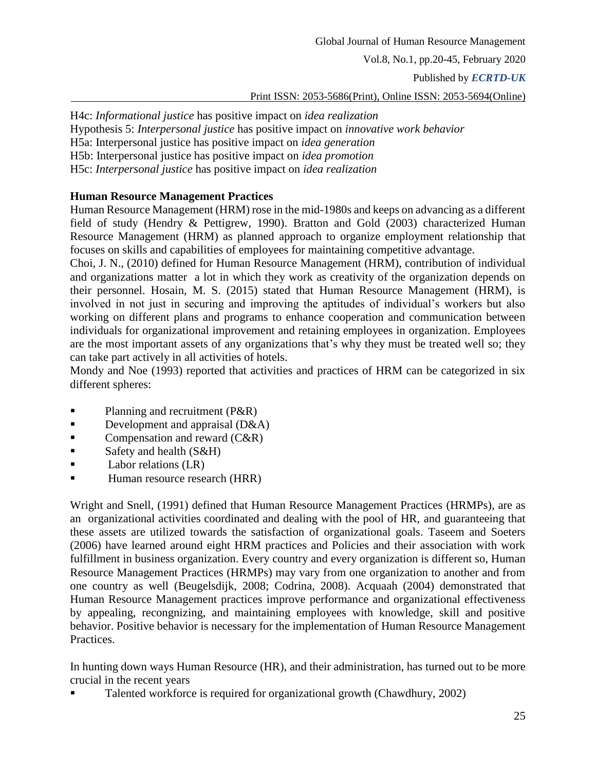H4c: *Informational justice* has positive impact on *idea realization*
Hypothesis 5: *Interpersonal justice* has positive impact on *innovative work behavior*
H5a: Interpersonal justice has positive impact on *idea generation*
H5b: Interpersonal justice has positive impact on *idea promotion*
H5c: *Interpersonal justice* has positive impact on *idea realization*

**Human Resource Management Practices**

Human Resource Management (HRM) rose in the mid-1980s and keeps on advancing as a different field of study (Hendry & Pettigrew, 1990). Bratton and Gold (2003) characterized Human Resource Management (HRM) as planned approach to organize employment relationship that focuses on skills and capabilities of employees for maintaining competitive advantage.
Choi, J. N., (2010) defined for Human Resource Management (HRM), contribution of individual and organizations matter a lot in which they work as creativity of the organization depends on their personnel. Hosain, M. S. (2015) stated that Human Resource Management (HRM), is involved in not just in securing and improving the aptitudes of individual's workers but also working on different plans and programs to enhance cooperation and communication between individuals for organizational improvement and retaining employees in organization. Employees are the most important assets of any organizations that's why they must be treated well so; they can take part actively in all activities of hotels.
Mondy and Noe (1993) reported that activities and practices of HRM can be categorized in six different spheres:

- Planning and recruitment (P&R)
- Development and appraisal (D&A)
- Compensation and reward (C&R)
- Safety and health (S&H)
- Labor relations (LR)
- Human resource research (HRR)

Wright and Snell, (1991) defined that Human Resource Management Practices (HRMPs), are as an organizational activities coordinated and dealing with the pool of HR, and guaranteeing that these assets are utilized towards the satisfaction of organizational goals. Taseem and Soeters (2006) have learned around eight HRM practices and Policies and their association with work fulfillment in business organization. Every country and every organization is different so, Human Resource Management Practices (HRMPs) may vary from one organization to another and from one country as well (Beugelsdijk, 2008; Codrina, 2008). Acquaah (2004) demonstrated that Human Resource Management practices improve performance and organizational effectiveness by appealing, recongnizing, and maintaining employees with knowledge, skill and positive behavior. Positive behavior is necessary for the implementation of Human Resource Management Practices.

In hunting down ways Human Resource (HR), and their administration, has turned out to be more crucial in the recent years

- Talented workforce is required for organizational growth (Chawdhury, 2002)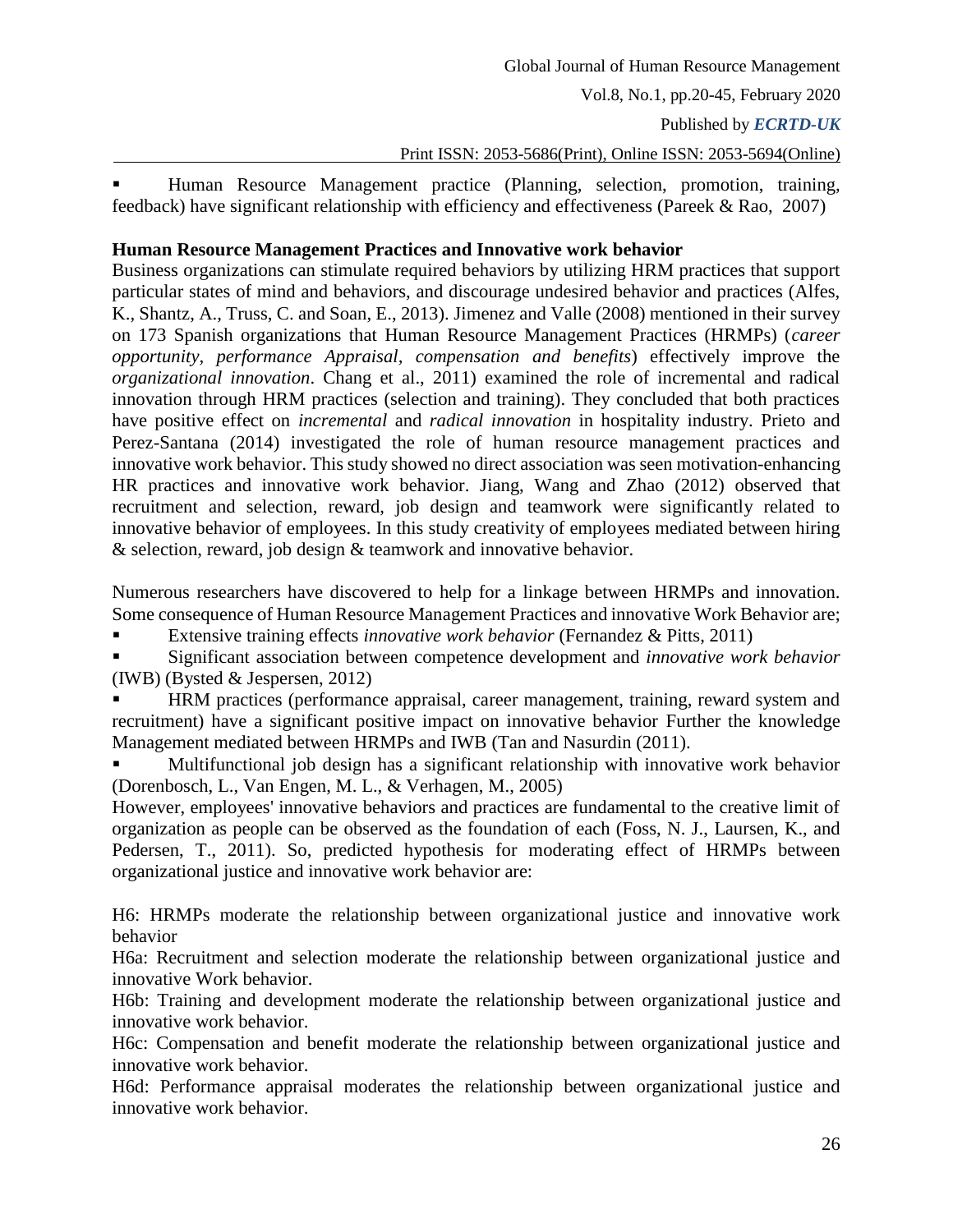- Human Resource Management practice (Planning, selection, promotion, training, feedback) have significant relationship with efficiency and effectiveness (Pareek & Rao, 2007)

**Human Resource Management Practices and Innovative work behavior**

Business organizations can stimulate required behaviors by utilizing HRM practices that support particular states of mind and behaviors, and discourage undesired behavior and practices (Alfes, K., Shantz, A., Truss, C. and Soan, E., 2013). Jimenez and Valle (2008) mentioned in their survey on 173 Spanish organizations that Human Resource Management Practices (HRMPs) (*career opportunity, performance Appraisal, compensation and benefits*) effectively improve the *organizational innovation*. Chang et al., 2011) examined the role of incremental and radical innovation through HRM practices (selection and training). They concluded that both practices have positive effect on *incremental* and *radical innovation* in hospitality industry. Prieto and Perez-Santana (2014) investigated the role of human resource management practices and innovative work behavior. This study showed no direct association was seen motivation-enhancing HR practices and innovative work behavior. Jiang, Wang and Zhao (2012) observed that recruitment and selection, reward, job design and teamwork were significantly related to innovative behavior of employees. In this study creativity of employees mediated between hiring & selection, reward, job design & teamwork and innovative behavior.

Numerous researchers have discovered to help for a linkage between HRMPs and innovation. Some consequence of Human Resource Management Practices and innovative Work Behavior are;

- Extensive training effects *innovative work behavior* (Fernandez & Pitts, 2011)
- Significant association between competence development and *innovative work behavior* (IWB) (Bysted & Jespersen, 2012)
- HRM practices (performance appraisal, career management, training, reward system and recruitment) have a significant positive impact on innovative behavior Further the knowledge Management mediated between HRMPs and IWB (Tan and Nasurdin (2011).
- Multifunctional job design has a significant relationship with innovative work behavior (Dorenbosch, L., Van Engen, M. L., & Verhagen, M., 2005)

However, employees' innovative behaviors and practices are fundamental to the creative limit of organization as people can be observed as the foundation of each (Foss, N. J., Laursen, K., and Pedersen, T., 2011). So, predicted hypothesis for moderating effect of HRMPs between organizational justice and innovative work behavior are:

H6: HRMPs moderate the relationship between organizational justice and innovative work behavior

H6a: Recruitment and selection moderate the relationship between organizational justice and innovative Work behavior.

H6b: Training and development moderate the relationship between organizational justice and innovative work behavior.

H6c: Compensation and benefit moderate the relationship between organizational justice and innovative work behavior.

H6d: Performance appraisal moderates the relationship between organizational justice and innovative work behavior.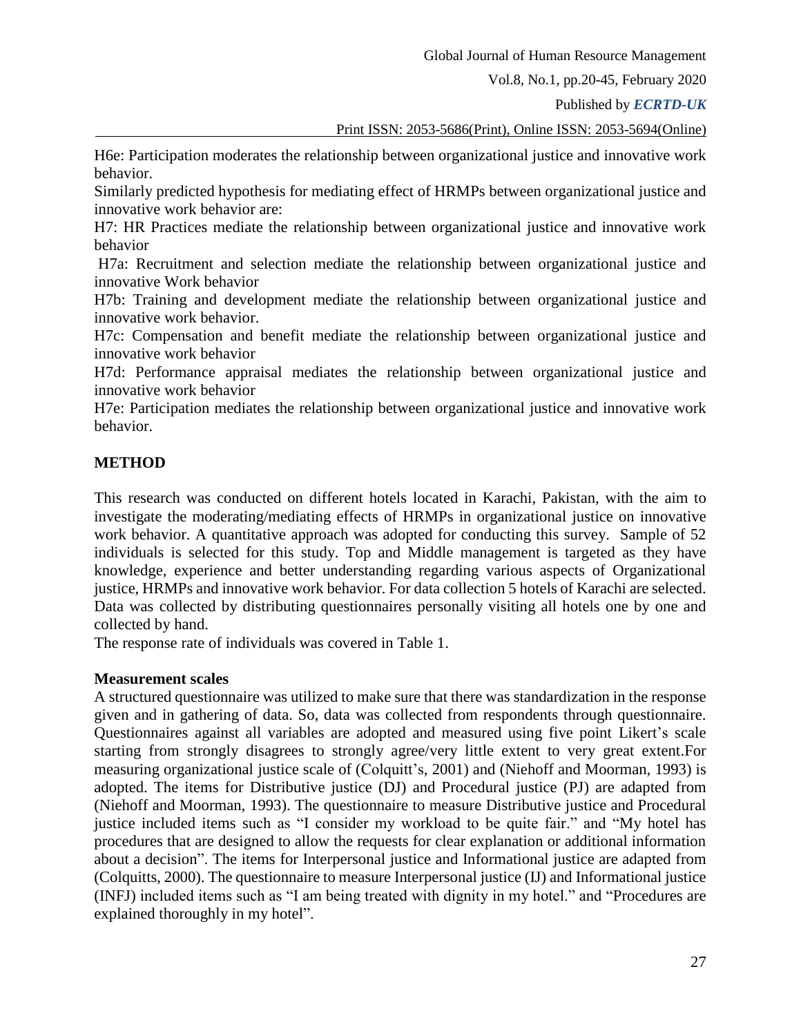H6e: Participation moderates the relationship between organizational justice and innovative work behavior.

Similarly predicted hypothesis for mediating effect of HRMPs between organizational justice and innovative work behavior are:

H7: HR Practices mediate the relationship between organizational justice and innovative work behavior

H7a: Recruitment and selection mediate the relationship between organizational justice and innovative Work behavior

H7b: Training and development mediate the relationship between organizational justice and innovative work behavior.

H7c: Compensation and benefit mediate the relationship between organizational justice and innovative work behavior

H7d: Performance appraisal mediates the relationship between organizational justice and innovative work behavior

H7e: Participation mediates the relationship between organizational justice and innovative work behavior.

## METHOD

This research was conducted on different hotels located in Karachi, Pakistan, with the aim to investigate the moderating/mediating effects of HRMPs in organizational justice on innovative work behavior. A quantitative approach was adopted for conducting this survey. Sample of 52 individuals is selected for this study. Top and Middle management is targeted as they have knowledge, experience and better understanding regarding various aspects of Organizational justice, HRMPs and innovative work behavior. For data collection 5 hotels of Karachi are selected. Data was collected by distributing questionnaires personally visiting all hotels one by one and collected by hand.

The response rate of individuals was covered in Table 1.

### Measurement scales

A structured questionnaire was utilized to make sure that there was standardization in the response given and in gathering of data. So, data was collected from respondents through questionnaire. Questionnaires against all variables are adopted and measured using five point Likert's scale starting from strongly disagrees to strongly agree/very little extent to very great extent.For measuring organizational justice scale of (Colquitt's, 2001) and (Niehoff and Moorman, 1993) is adopted. The items for Distributive justice (DJ) and Procedural justice (PJ) are adapted from (Niehoff and Moorman, 1993). The questionnaire to measure Distributive justice and Procedural justice included items such as "I consider my workload to be quite fair." and "My hotel has procedures that are designed to allow the requests for clear explanation or additional information about a decision". The items for Interpersonal justice and Informational justice are adapted from (Colquitts, 2000). The questionnaire to measure Interpersonal justice (IJ) and Informational justice (INFJ) included items such as "I am being treated with dignity in my hotel." and "Procedures are explained thoroughly in my hotel".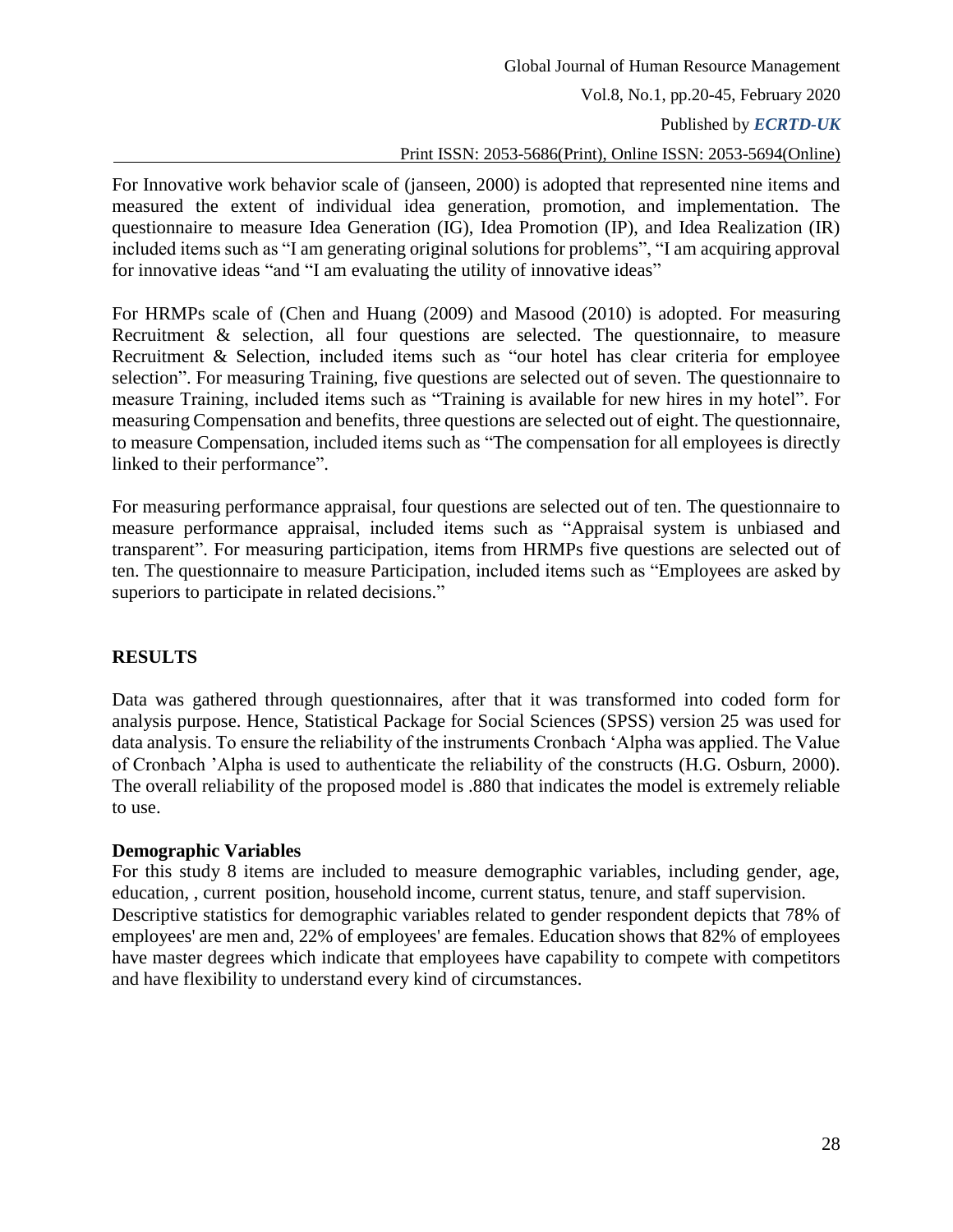For Innovative work behavior scale of (janseen, 2000) is adopted that represented nine items and measured the extent of individual idea generation, promotion, and implementation. The questionnaire to measure Idea Generation (IG), Idea Promotion (IP), and Idea Realization (IR) included items such as "I am generating original solutions for problems", "I am acquiring approval for innovative ideas "and "I am evaluating the utility of innovative ideas"

For HRMPs scale of (Chen and Huang (2009) and Masood (2010) is adopted. For measuring Recruitment & selection, all four questions are selected. The questionnaire, to measure Recruitment & Selection, included items such as "our hotel has clear criteria for employee selection". For measuring Training, five questions are selected out of seven. The questionnaire to measure Training, included items such as "Training is available for new hires in my hotel". For measuring Compensation and benefits, three questions are selected out of eight. The questionnaire, to measure Compensation, included items such as "The compensation for all employees is directly linked to their performance".

For measuring performance appraisal, four questions are selected out of ten. The questionnaire to measure performance appraisal, included items such as "Appraisal system is unbiased and transparent". For measuring participation, items from HRMPs five questions are selected out of ten. The questionnaire to measure Participation, included items such as "Employees are asked by superiors to participate in related decisions."

## RESULTS

Data was gathered through questionnaires, after that it was transformed into coded form for analysis purpose. Hence, Statistical Package for Social Sciences (SPSS) version 25 was used for data analysis. To ensure the reliability of the instruments Cronbach 'Alpha was applied. The Value of Cronbach 'Alpha is used to authenticate the reliability of the constructs (H.G. Osburn, 2000). The overall reliability of the proposed model is .880 that indicates the model is extremely reliable to use.

### Demographic Variables

For this study 8 items are included to measure demographic variables, including gender, age, education, , current position, household income, current status, tenure, and staff supervision. Descriptive statistics for demographic variables related to gender respondent depicts that 78% of employees' are men and, 22% of employees' are females. Education shows that 82% of employees have master degrees which indicate that employees have capability to compete with competitors and have flexibility to understand every kind of circumstances.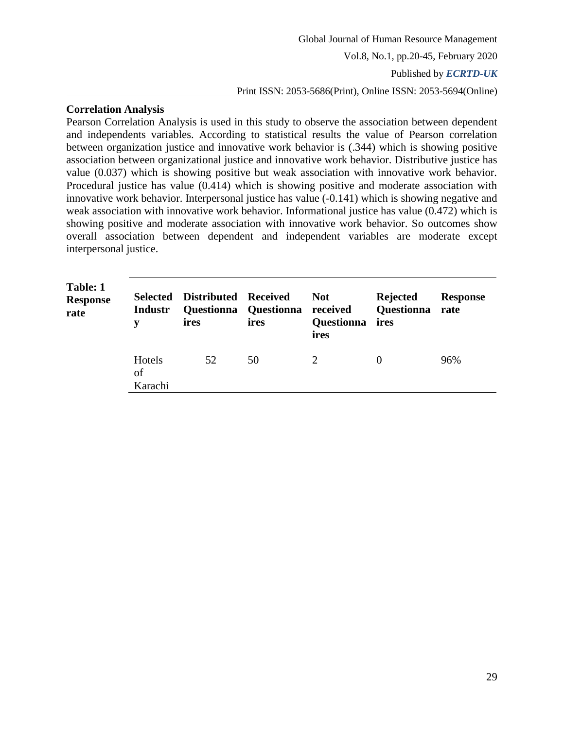### Correlation Analysis

Pearson Correlation Analysis is used in this study to observe the association between dependent and independents variables. According to statistical results the value of Pearson correlation between organization justice and innovative work behavior is (.344) which is showing positive association between organizational justice and innovative work behavior. Distributive justice has value (0.037) which is showing positive but weak association with innovative work behavior. Procedural justice has value (0.414) which is showing positive and moderate association with innovative work behavior. Interpersonal justice has value (-0.141) which is showing negative and weak association with innovative work behavior. Informational justice has value (0.472) which is showing positive and moderate association with innovative work behavior. So outcomes show overall association between dependent and independent variables are moderate except interpersonal justice.

**Table: 1 Response rate**

| Selected Industry | Distributed Questionnaires | Received Questionnaires | Not received Questionnaires | Rejected Questionnaires | Response rate |
|---|---|---|---|---|---|
| Hotels of Karachi | 52 | 50 | 2 | 0 | 96% |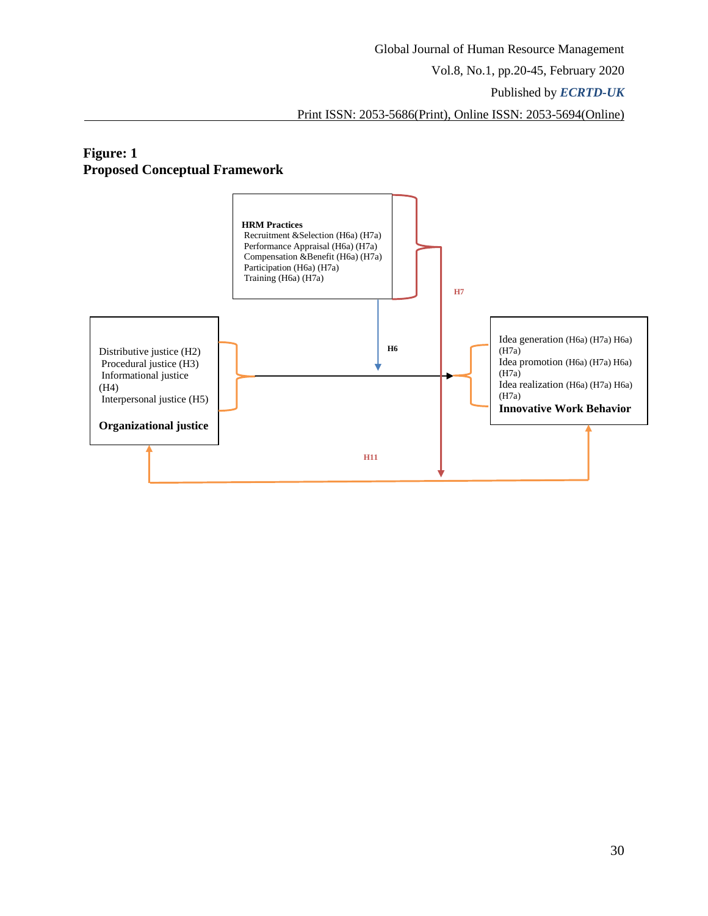**Figure: 1**
**Proposed Conceptual Framework**

**HRM Practices**
Recruitment &Selection (H6a) (H7a)
Performance Appraisal (H6a) (H7a)
Compensation &Benefit (H6a) (H7a)
Participation (H6a) (H7a)
Training (H6a) (H7a)

H7

H6

Distributive justice (H2)
Procedural justice (H3)
Informational justice (H4)
Interpersonal justice (H5)

**Organizational justice**

Idea generation (H6a) (H7a) H6a) (H7a)
Idea promotion (H6a) (H7a) H6a) (H7a)
Idea realization (H6a) (H7a) H6a) (H7a)

**Innovative Work Behavior**

H11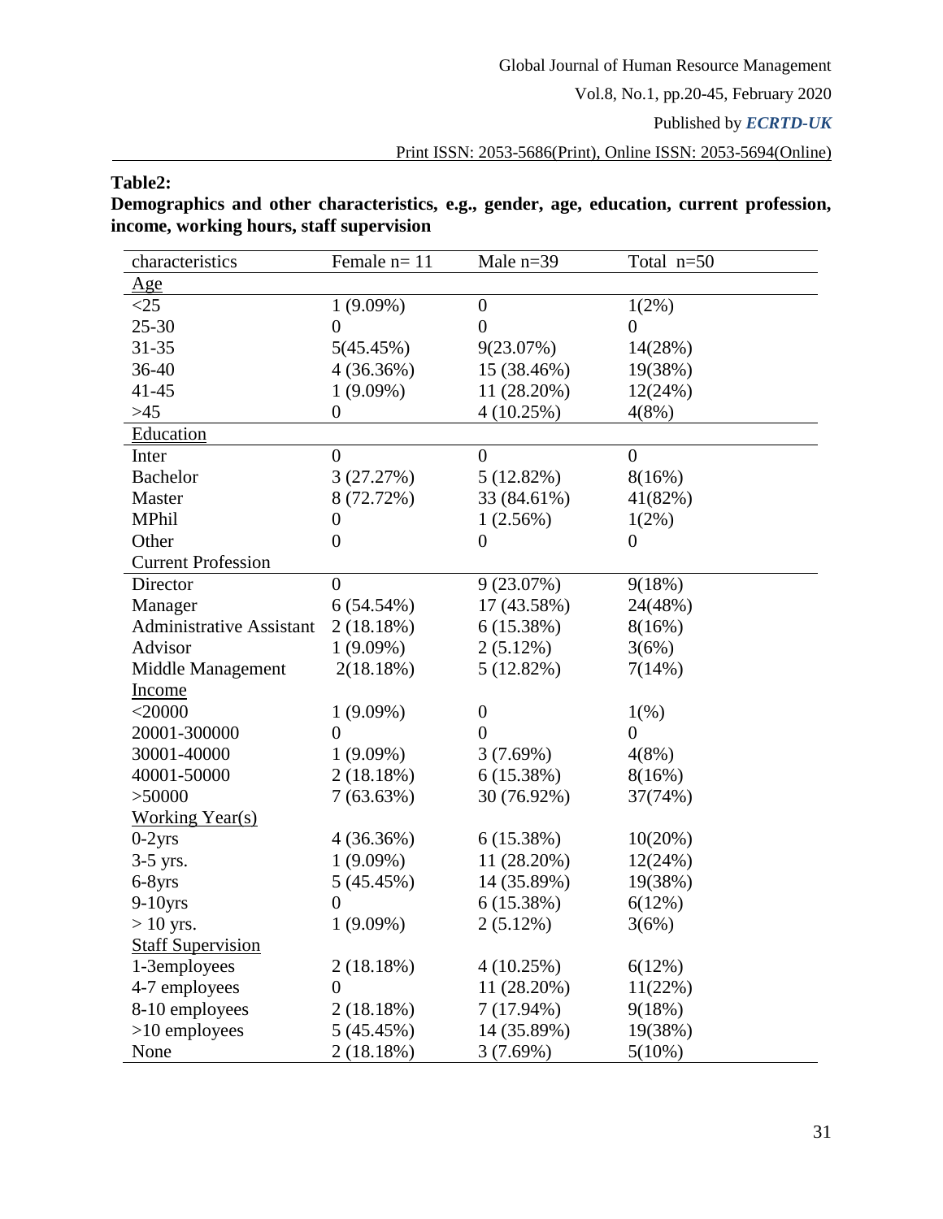**Table2:**

**Demographics and other characteristics, e.g., gender, age, education, current profession, income, working hours, staff supervision**

| characteristics | Female n= 11 | Male n=39 | Total n=50 |
|---|---|---|---|
| Age | | | |
| <25 | 1 (9.09%) | 0 | 1(2%) |
| 25-30 | 0 | 0 | 0 |
| 31-35 | 5(45.45%) | 9(23.07%) | 14(28%) |
| 36-40 | 4 (36.36%) | 15 (38.46%) | 19(38%) |
| 41-45 | 1 (9.09%) | 11 (28.20%) | 12(24%) |
| >45 | 0 | 4 (10.25%) | 4(8%) |
| Education | | | |
| Inter | 0 | 0 | 0 |
| Bachelor | 3 (27.27%) | 5 (12.82%) | 8(16%) |
| Master | 8 (72.72%) | 33 (84.61%) | 41(82%) |
| MPhil | 0 | 1 (2.56%) | 1(2%) |
| Other | 0 | 0 | 0 |
| Current Profession | | | |
| Director | 0 | 9 (23.07%) | 9(18%) |
| Manager | 6 (54.54%) | 17 (43.58%) | 24(48%) |
| Administrative Assistant | 2 (18.18%) | 6 (15.38%) | 8(16%) |
| Advisor | 1 (9.09%) | 2 (5.12%) | 3(6%) |
| Middle Management | 2(18.18%) | 5 (12.82%) | 7(14%) |
| Income | | | |
| <20000 | 1 (9.09%) | 0 | 1(%) |
| 20001-300000 | 0 | 0 | 0 |
| 30001-40000 | 1 (9.09%) | 3 (7.69%) | 4(8%) |
| 40001-50000 | 2 (18.18%) | 6 (15.38%) | 8(16%) |
| >50000 | 7 (63.63%) | 30 (76.92%) | 37(74%) |
| Working Year(s) | | | |
| 0-2yrs | 4 (36.36%) | 6 (15.38%) | 10(20%) |
| 3-5 yrs. | 1 (9.09%) | 11 (28.20%) | 12(24%) |
| 6-8yrs | 5 (45.45%) | 14 (35.89%) | 19(38%) |
| 9-10yrs | 0 | 6 (15.38%) | 6(12%) |
| > 10 yrs. | 1 (9.09%) | 2 (5.12%) | 3(6%) |
| Staff Supervision | | | |
| 1-3employees | 2 (18.18%) | 4 (10.25%) | 6(12%) |
| 4-7 employees | 0 | 11 (28.20%) | 11(22%) |
| 8-10 employees | 2 (18.18%) | 7 (17.94%) | 9(18%) |
| >10 employees | 5 (45.45%) | 14 (35.89%) | 19(38%) |
| None | 2 (18.18%) | 3 (7.69%) | 5(10%) |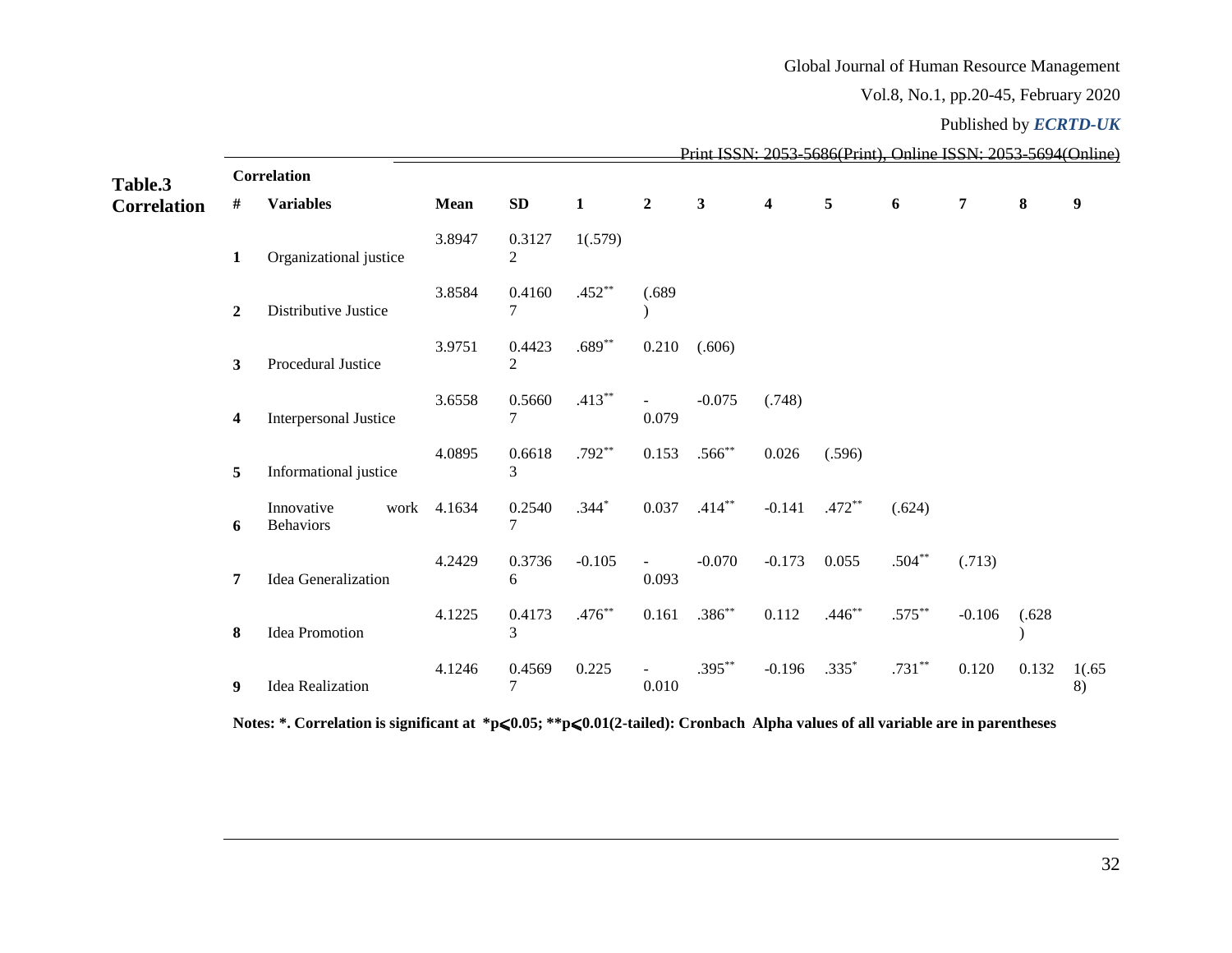**Table.3 Correlation**

**Correlation**

| # | Variables | Mean | SD | 1 | 2 | 3 | 4 | 5 | 6 | 7 | 8 | 9 |
|---|---|---|---|---|---|---|---|---|---|---|---|---|
| 1 | Organizational justice | 3.8947 | 0.31272 | 1(.579) | | | | | | | | |
| 2 | Distributive Justice | 3.8584 | 0.41607 | .452** | (.689) | | | | | | | |
| 3 | Procedural Justice | 3.9751 | 0.44232 | .689** | 0.210 | (.606) | | | | | | |
| 4 | Interpersonal Justice | 3.6558 | 0.56607 | .413** | -0.079 | -0.075 | (.748) | | | | | |
| 5 | Informational justice | 4.0895 | 0.66183 | .792** | 0.153 | .566** | 0.026 | (.596) | | | | |
| 6 | Innovative work Behaviors | 4.1634 | 0.25407 | .344* | 0.037 | .414** | -0.141 | .472** | (.624) | | | |
| 7 | Idea Generalization | 4.2429 | 0.37366 | -0.105 | -0.093 | -0.070 | -0.173 | 0.055 | .504** | (.713) | | |
| 8 | Idea Promotion | 4.1225 | 0.41733 | .476** | 0.161 | .386** | 0.112 | .446** | .575** | -0.106 | (.628) | |
| 9 | Idea Realization | 4.1246 | 0.45697 | 0.225 | -0.010 | .395** | -0.196 | .335* | .731** | 0.120 | 0.132 | 1(.658) |

**Notes: *. Correlation is significant at *p<0.05; **p<0.01(2-tailed): Cronbach Alpha values of all variable are in parentheses**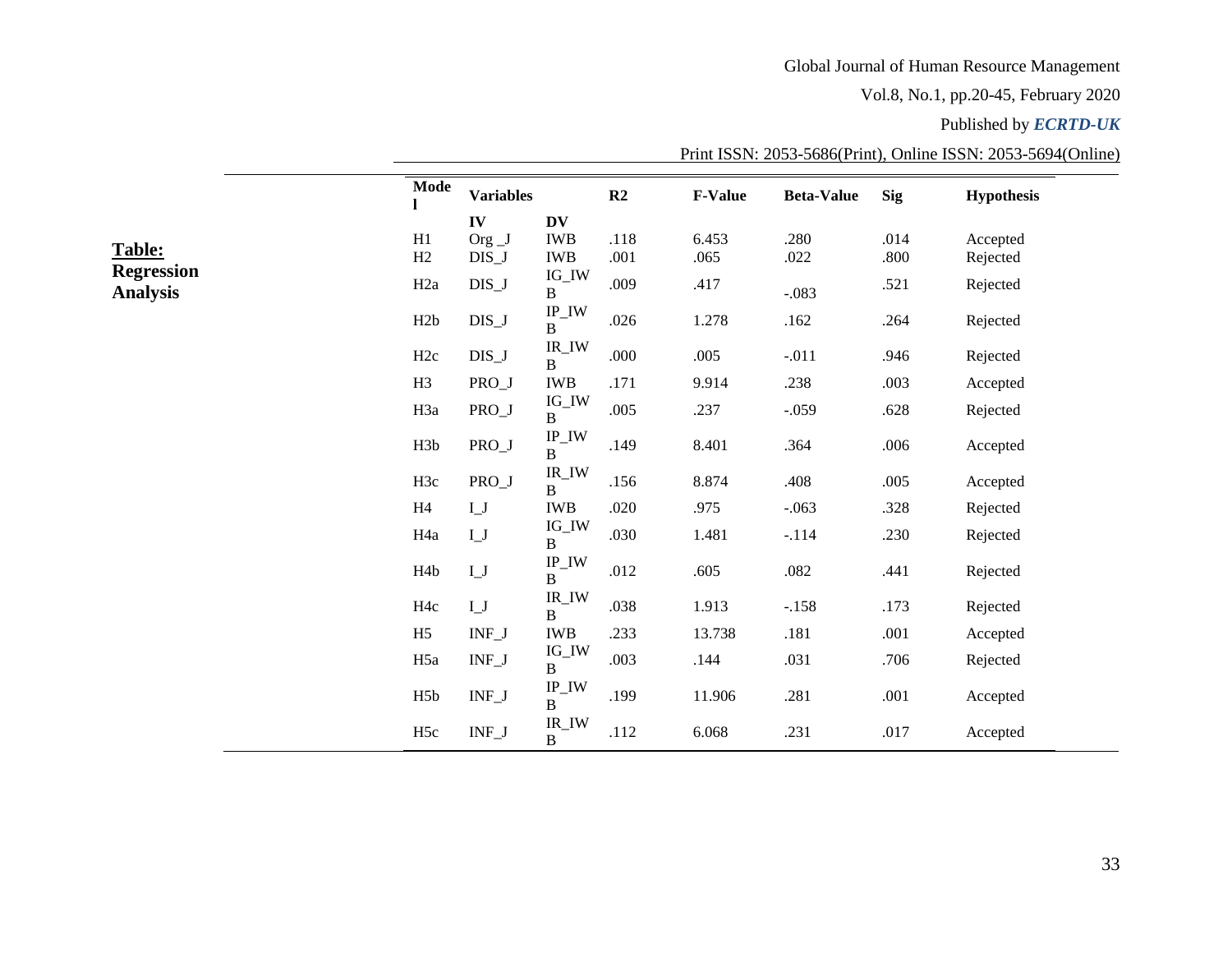**Table: Regression Analysis**

| Model | Variables | | R2 | F-Value | Beta-Value | Sig | Hypothesis |
|---|---|---|---|---|---|---|---|
| | IV | DV | | | | | |
| H1 | Org _J | IWB | .118 | 6.453 | .280 | .014 | Accepted |
| H2 | DIS_J | IWB | .001 | .065 | .022 | .800 | Rejected |
| H2a | DIS_J | IG_IWB | .009 | .417 | -.083 | .521 | Rejected |
| H2b | DIS_J | IP_IWB | .026 | 1.278 | .162 | .264 | Rejected |
| H2c | DIS_J | IR_IWB | .000 | .005 | -.011 | .946 | Rejected |
| H3 | PRO_J | IWB | .171 | 9.914 | .238 | .003 | Accepted |
| H3a | PRO_J | IG_IWB | .005 | .237 | -.059 | .628 | Rejected |
| H3b | PRO_J | IP_IWB | .149 | 8.401 | .364 | .006 | Accepted |
| H3c | PRO_J | IR_IWB | .156 | 8.874 | .408 | .005 | Accepted |
| H4 | I_J | IWB | .020 | .975 | -.063 | .328 | Rejected |
| H4a | I_J | IG_IWB | .030 | 1.481 | -.114 | .230 | Rejected |
| H4b | I_J | IP_IWB | .012 | .605 | .082 | .441 | Rejected |
| H4c | I_J | IR_IWB | .038 | 1.913 | -.158 | .173 | Rejected |
| H5 | INF_J | IWB | .233 | 13.738 | .181 | .001 | Accepted |
| H5a | INF_J | IG_IWB | .003 | .144 | .031 | .706 | Rejected |
| H5b | INF_J | IP_IWB | .199 | 11.906 | .281 | .001 | Accepted |
| H5c | INF_J | IR_IWB | .112 | 6.068 | .231 | .017 | Accepted |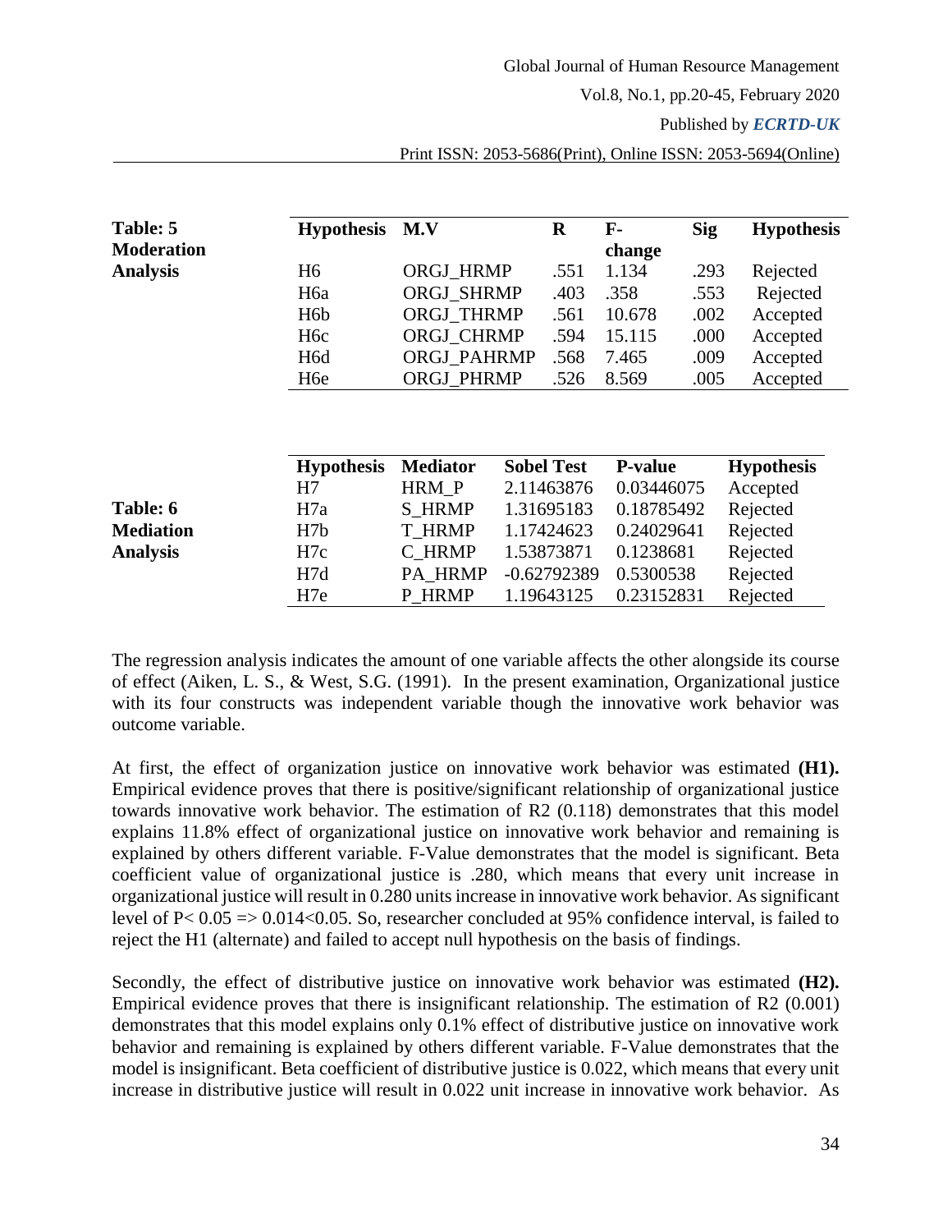**Table: 5 Moderation Analysis**

| Hypothesis | M.V | R | F-change | Sig | Hypothesis |
|---|---|---|---|---|---|
| H6 | ORGJ_HRMP | .551 | 1.134 | .293 | Rejected |
| H6a | ORGJ_SHRMP | .403 | .358 | .553 | Rejected |
| H6b | ORGJ_THRMP | .561 | 10.678 | .002 | Accepted |
| H6c | ORGJ_CHRMP | .594 | 15.115 | .000 | Accepted |
| H6d | ORGJ_PAHRMP | .568 | 7.465 | .009 | Accepted |
| H6e | ORGJ_PHRMP | .526 | 8.569 | .005 | Accepted |

**Table: 6 Mediation Analysis**

| Hypothesis | Mediator | Sobel Test | P-value | Hypothesis |
|---|---|---|---|---|
| H7 | HRM_P | 2.11463876 | 0.03446075 | Accepted |
| H7a | S_HRMP | 1.31695183 | 0.18785492 | Rejected |
| H7b | T_HRMP | 1.17424623 | 0.24029641 | Rejected |
| H7c | C_HRMP | 1.53873871 | 0.1238681 | Rejected |
| H7d | PA_HRMP | -0.62792389 | 0.5300538 | Rejected |
| H7e | P_HRMP | 1.19643125 | 0.23152831 | Rejected |

The regression analysis indicates the amount of one variable affects the other alongside its course of effect (Aiken, L. S., & West, S.G. (1991). In the present examination, Organizational justice with its four constructs was independent variable though the innovative work behavior was outcome variable.

At first, the effect of organization justice on innovative work behavior was estimated **(H1).** Empirical evidence proves that there is positive/significant relationship of organizational justice towards innovative work behavior. The estimation of R2 (0.118) demonstrates that this model explains 11.8% effect of organizational justice on innovative work behavior and remaining is explained by others different variable. F-Value demonstrates that the model is significant. Beta coefficient value of organizational justice is .280, which means that every unit increase in organizational justice will result in 0.280 units increase in innovative work behavior. As significant level of $P< 0.05 \Rightarrow 0.014<0.05$. So, researcher concluded at 95% confidence interval, is failed to reject the H1 (alternate) and failed to accept null hypothesis on the basis of findings.

Secondly, the effect of distributive justice on innovative work behavior was estimated **(H2).** Empirical evidence proves that there is insignificant relationship. The estimation of R2 (0.001) demonstrates that this model explains only 0.1% effect of distributive justice on innovative work behavior and remaining is explained by others different variable. F-Value demonstrates that the model is insignificant. Beta coefficient of distributive justice is 0.022, which means that every unit increase in distributive justice will result in 0.022 unit increase in innovative work behavior. As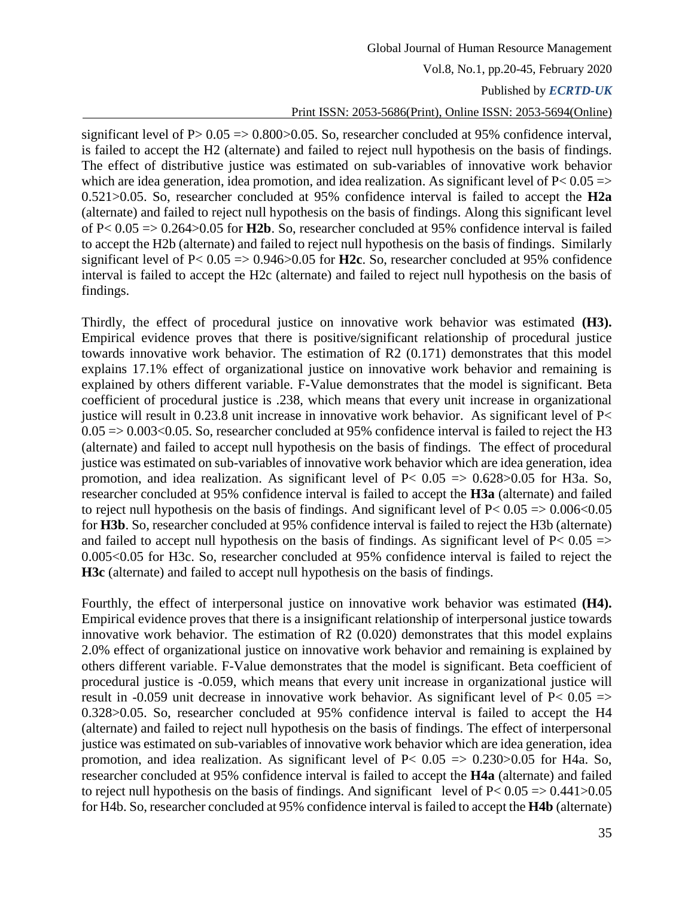significant level of $P > 0.05 \Rightarrow 0.800 > 0.05$. So, researcher concluded at 95% confidence interval, is failed to accept the H2 (alternate) and failed to reject null hypothesis on the basis of findings. The effect of distributive justice was estimated on sub-variables of innovative work behavior which are idea generation, idea promotion, and idea realization. As significant level of $P < 0.05 \Rightarrow 0.521 > 0.05$. So, researcher concluded at 95% confidence interval is failed to accept the **H2a** (alternate) and failed to reject null hypothesis on the basis of findings. Along this significant level of $P < 0.05 \Rightarrow 0.264 > 0.05$ for **H2b**. So, researcher concluded at 95% confidence interval is failed to accept the H2b (alternate) and failed to reject null hypothesis on the basis of findings. Similarly significant level of $P < 0.05 \Rightarrow 0.946 > 0.05$ for **H2c**. So, researcher concluded at 95% confidence interval is failed to accept the H2c (alternate) and failed to reject null hypothesis on the basis of findings.

Thirdly, the effect of procedural justice on innovative work behavior was estimated **(H3).** Empirical evidence proves that there is positive/significant relationship of procedural justice towards innovative work behavior. The estimation of R2 (0.171) demonstrates that this model explains 17.1% effect of organizational justice on innovative work behavior and remaining is explained by others different variable. F-Value demonstrates that the model is significant. Beta coefficient of procedural justice is .238, which means that every unit increase in organizational justice will result in 0.23.8 unit increase in innovative work behavior. As significant level of $P < 0.05 \Rightarrow 0.003 < 0.05$. So, researcher concluded at 95% confidence interval is failed to reject the H3 (alternate) and failed to accept null hypothesis on the basis of findings. The effect of procedural justice was estimated on sub-variables of innovative work behavior which are idea generation, idea promotion, and idea realization. As significant level of $P < 0.05 \Rightarrow 0.628 > 0.05$ for H3a. So, researcher concluded at 95% confidence interval is failed to accept the **H3a** (alternate) and failed to reject null hypothesis on the basis of findings. And significant level of $P < 0.05 \Rightarrow 0.006 < 0.05$ for **H3b**. So, researcher concluded at 95% confidence interval is failed to reject the H3b (alternate) and failed to accept null hypothesis on the basis of findings. As significant level of $P < 0.05 \Rightarrow 0.005 < 0.05$ for H3c. So, researcher concluded at 95% confidence interval is failed to reject the **H3c** (alternate) and failed to accept null hypothesis on the basis of findings.

Fourthly, the effect of interpersonal justice on innovative work behavior was estimated **(H4).** Empirical evidence proves that there is a insignificant relationship of interpersonal justice towards innovative work behavior. The estimation of R2 (0.020) demonstrates that this model explains 2.0% effect of organizational justice on innovative work behavior and remaining is explained by others different variable. F-Value demonstrates that the model is significant. Beta coefficient of procedural justice is -0.059, which means that every unit increase in organizational justice will result in -0.059 unit decrease in innovative work behavior. As significant level of $P < 0.05 \Rightarrow 0.328 > 0.05$. So, researcher concluded at 95% confidence interval is failed to accept the H4 (alternate) and failed to reject null hypothesis on the basis of findings. The effect of interpersonal justice was estimated on sub-variables of innovative work behavior which are idea generation, idea promotion, and idea realization. As significant level of $P < 0.05 \Rightarrow 0.230 > 0.05$ for H4a. So, researcher concluded at 95% confidence interval is failed to accept the **H4a** (alternate) and failed to reject null hypothesis on the basis of findings. And significant level of $P < 0.05 \Rightarrow 0.441 > 0.05$ for H4b. So, researcher concluded at 95% confidence interval is failed to accept the **H4b** (alternate)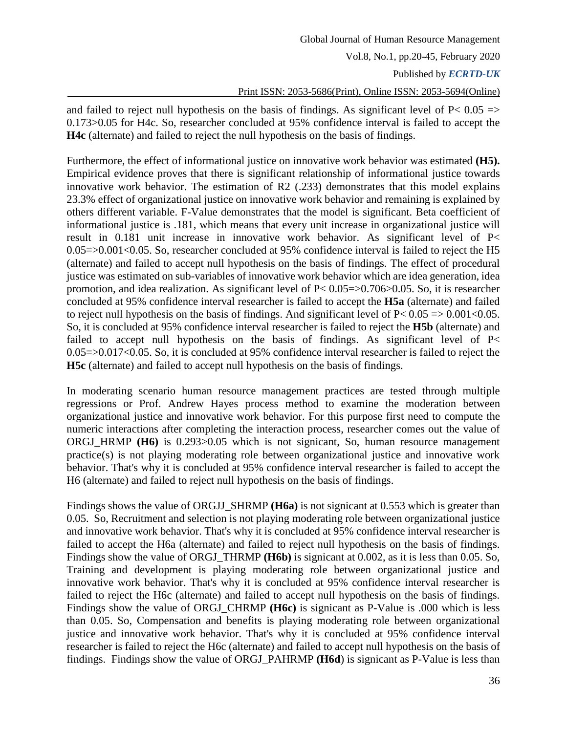and failed to reject null hypothesis on the basis of findings. As significant level of $P < 0.05 \Rightarrow 0.173 > 0.05$ for H4c. So, researcher concluded at 95% confidence interval is failed to accept the **H4c** (alternate) and failed to reject the null hypothesis on the basis of findings.

Furthermore, the effect of informational justice on innovative work behavior was estimated **(H5).** Empirical evidence proves that there is significant relationship of informational justice towards innovative work behavior. The estimation of R2 (.233) demonstrates that this model explains 23.3% effect of organizational justice on innovative work behavior and remaining is explained by others different variable. F-Value demonstrates that the model is significant. Beta coefficient of informational justice is .181, which means that every unit increase in organizational justice will result in 0.181 unit increase in innovative work behavior. As significant level of $P < 0.05 \Rightarrow 0.001 < 0.05$. So, researcher concluded at 95% confidence interval is failed to reject the H5 (alternate) and failed to accept null hypothesis on the basis of findings. The effect of procedural justice was estimated on sub-variables of innovative work behavior which are idea generation, idea promotion, and idea realization. As significant level of $P < 0.05 \Rightarrow 0.706 > 0.05$. So, it is researcher concluded at 95% confidence interval researcher is failed to accept the **H5a** (alternate) and failed to reject null hypothesis on the basis of findings. And significant level of $P < 0.05 \Rightarrow 0.001 < 0.05$. So, it is concluded at 95% confidence interval researcher is failed to reject the **H5b** (alternate) and failed to accept null hypothesis on the basis of findings. As significant level of $P < 0.05 \Rightarrow 0.017 < 0.05$. So, it is concluded at 95% confidence interval researcher is failed to reject the **H5c** (alternate) and failed to accept null hypothesis on the basis of findings.

In moderating scenario human resource management practices are tested through multiple regressions or Prof. Andrew Hayes process method to examine the moderation between organizational justice and innovative work behavior. For this purpose first need to compute the numeric interactions after completing the interaction process, researcher comes out the value of ORGJ_HRMP **(H6)** is 0.293>0.05 which is not signicant, So, human resource management practice(s) is not playing moderating role between organizational justice and innovative work behavior. That's why it is concluded at 95% confidence interval researcher is failed to accept the H6 (alternate) and failed to reject null hypothesis on the basis of findings.

Findings shows the value of ORGJJ_SHRMP **(H6a)** is not signicant at 0.553 which is greater than 0.05. So, Recruitment and selection is not playing moderating role between organizational justice and innovative work behavior. That's why it is concluded at 95% confidence interval researcher is failed to accept the H6a (alternate) and failed to reject null hypothesis on the basis of findings. Findings show the value of ORGJ_THRMP **(H6b)** is signicant at 0.002, as it is less than 0.05. So, Training and development is playing moderating role between organizational justice and innovative work behavior. That's why it is concluded at 95% confidence interval researcher is failed to reject the H6c (alternate) and failed to accept null hypothesis on the basis of findings. Findings show the value of ORGJ_CHRMP **(H6c)** is signicant as P-Value is .000 which is less than 0.05. So, Compensation and benefits is playing moderating role between organizational justice and innovative work behavior. That's why it is concluded at 95% confidence interval researcher is failed to reject the H6c (alternate) and failed to accept null hypothesis on the basis of findings. Findings show the value of ORGJ_PAHRMP **(H6d**) is signicant as P-Value is less than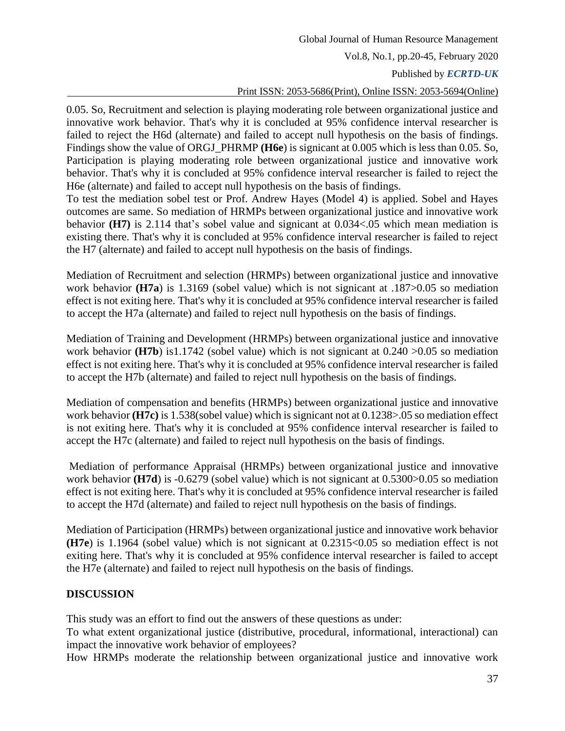0.05. So, Recruitment and selection is playing moderating role between organizational justice and innovative work behavior. That's why it is concluded at 95% confidence interval researcher is failed to reject the H6d (alternate) and failed to accept null hypothesis on the basis of findings. Findings show the value of ORGJ_PHRMP **(H6e**) is signicant at 0.005 which is less than 0.05. So, Participation is playing moderating role between organizational justice and innovative work behavior. That's why it is concluded at 95% confidence interval researcher is failed to reject the H6e (alternate) and failed to accept null hypothesis on the basis of findings.

To test the mediation sobel test or Prof. Andrew Hayes (Model 4) is applied. Sobel and Hayes outcomes are same. So mediation of HRMPs between organizational justice and innovative work behavior **(H7)** is 2.114 that's sobel value and signicant at 0.034<.05 which mean mediation is existing there. That's why it is concluded at 95% confidence interval researcher is failed to reject the H7 (alternate) and failed to accept null hypothesis on the basis of findings.

Mediation of Recruitment and selection (HRMPs) between organizational justice and innovative work behavior **(H7a**) is 1.3169 (sobel value) which is not signicant at .187>0.05 so mediation effect is not exiting here. That's why it is concluded at 95% confidence interval researcher is failed to accept the H7a (alternate) and failed to reject null hypothesis on the basis of findings.

Mediation of Training and Development (HRMPs) between organizational justice and innovative work behavior **(H7b**) is1.1742 (sobel value) which is not signicant at 0.240 >0.05 so mediation effect is not exiting here. That's why it is concluded at 95% confidence interval researcher is failed to accept the H7b (alternate) and failed to reject null hypothesis on the basis of findings.

Mediation of compensation and benefits (HRMPs) between organizational justice and innovative work behavior **(H7c)** is 1.538(sobel value) which is signicant not at 0.1238>.05 so mediation effect is not exiting here. That's why it is concluded at 95% confidence interval researcher is failed to accept the H7c (alternate) and failed to reject null hypothesis on the basis of findings.

Mediation of performance Appraisal (HRMPs) between organizational justice and innovative work behavior **(H7d**) is -0.6279 (sobel value) which is not signicant at 0.5300>0.05 so mediation effect is not exiting here. That's why it is concluded at 95% confidence interval researcher is failed to accept the H7d (alternate) and failed to reject null hypothesis on the basis of findings.

Mediation of Participation (HRMPs) between organizational justice and innovative work behavior **(H7e**) is 1.1964 (sobel value) which is not signicant at 0.2315<0.05 so mediation effect is not exiting here. That's why it is concluded at 95% confidence interval researcher is failed to accept the H7e (alternate) and failed to reject null hypothesis on the basis of findings.

## DISCUSSION

This study was an effort to find out the answers of these questions as under:

To what extent organizational justice (distributive, procedural, informational, interactional) can impact the innovative work behavior of employees?

How HRMPs moderate the relationship between organizational justice and innovative work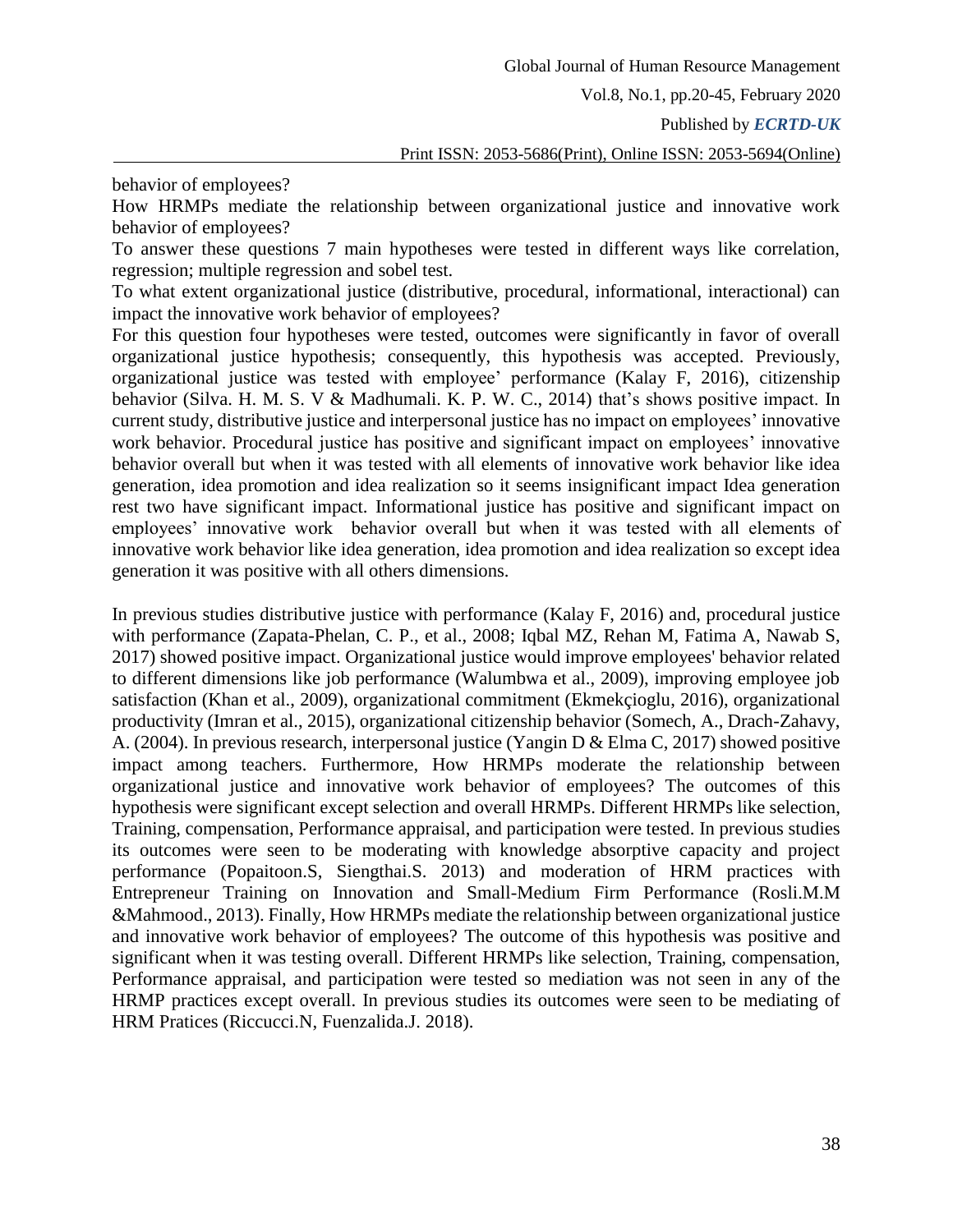behavior of employees?

How HRMPs mediate the relationship between organizational justice and innovative work behavior of employees?

To answer these questions 7 main hypotheses were tested in different ways like correlation, regression; multiple regression and sobel test.

To what extent organizational justice (distributive, procedural, informational, interactional) can impact the innovative work behavior of employees?

For this question four hypotheses were tested, outcomes were significantly in favor of overall organizational justice hypothesis; consequently, this hypothesis was accepted. Previously, organizational justice was tested with employee' performance (Kalay F, 2016), citizenship behavior (Silva. H. M. S. V & Madhumali. K. P. W. C., 2014) that's shows positive impact. In current study, distributive justice and interpersonal justice has no impact on employees' innovative work behavior. Procedural justice has positive and significant impact on employees' innovative behavior overall but when it was tested with all elements of innovative work behavior like idea generation, idea promotion and idea realization so it seems insignificant impact Idea generation rest two have significant impact. Informational justice has positive and significant impact on employees' innovative work behavior overall but when it was tested with all elements of innovative work behavior like idea generation, idea promotion and idea realization so except idea generation it was positive with all others dimensions.

In previous studies distributive justice with performance (Kalay F, 2016) and, procedural justice with performance (Zapata-Phelan, C. P., et al., 2008; Iqbal MZ, Rehan M, Fatima A, Nawab S, 2017) showed positive impact. Organizational justice would improve employees' behavior related to different dimensions like job performance (Walumbwa et al., 2009), improving employee job satisfaction (Khan et al., 2009), organizational commitment (Ekmekçioglu, 2016), organizational productivity (Imran et al., 2015), organizational citizenship behavior (Somech, A., Drach-Zahavy, A. (2004). In previous research, interpersonal justice (Yangin D & Elma C, 2017) showed positive impact among teachers. Furthermore, How HRMPs moderate the relationship between organizational justice and innovative work behavior of employees? The outcomes of this hypothesis were significant except selection and overall HRMPs. Different HRMPs like selection, Training, compensation, Performance appraisal, and participation were tested. In previous studies its outcomes were seen to be moderating with knowledge absorptive capacity and project performance (Popaitoon.S, Siengthai.S. 2013) and moderation of HRM practices with Entrepreneur Training on Innovation and Small-Medium Firm Performance (Rosli.M.M &Mahmood., 2013). Finally, How HRMPs mediate the relationship between organizational justice and innovative work behavior of employees? The outcome of this hypothesis was positive and significant when it was testing overall. Different HRMPs like selection, Training, compensation, Performance appraisal, and participation were tested so mediation was not seen in any of the HRMP practices except overall. In previous studies its outcomes were seen to be mediating of HRM Pratices (Riccucci.N, Fuenzalida.J. 2018).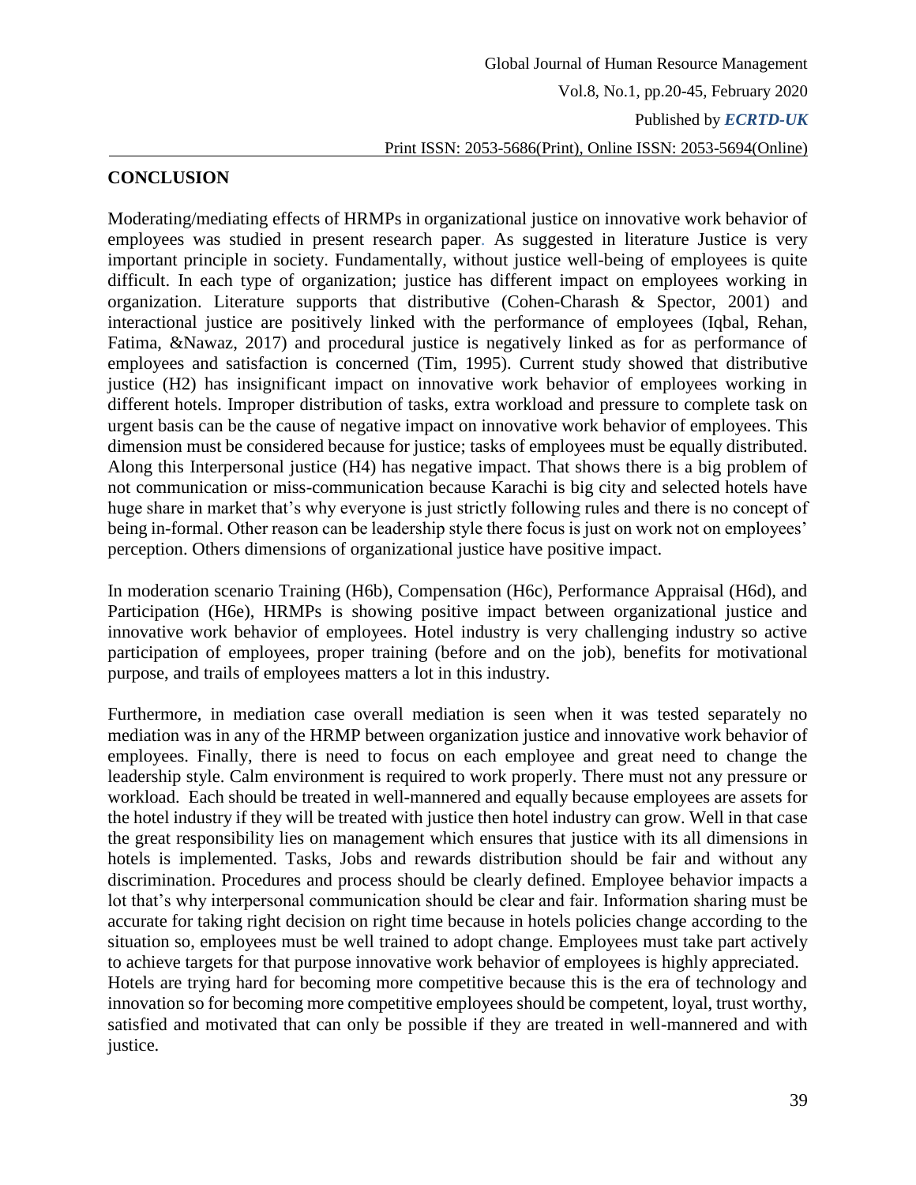## CONCLUSION

Moderating/mediating effects of HRMPs in organizational justice on innovative work behavior of employees was studied in present research paper. As suggested in literature Justice is very important principle in society. Fundamentally, without justice well-being of employees is quite difficult. In each type of organization; justice has different impact on employees working in organization. Literature supports that distributive (Cohen-Charash & Spector, 2001) and interactional justice are positively linked with the performance of employees (Iqbal, Rehan, Fatima, &Nawaz, 2017) and procedural justice is negatively linked as for as performance of employees and satisfaction is concerned (Tim, 1995). Current study showed that distributive justice (H2) has insignificant impact on innovative work behavior of employees working in different hotels. Improper distribution of tasks, extra workload and pressure to complete task on urgent basis can be the cause of negative impact on innovative work behavior of employees. This dimension must be considered because for justice; tasks of employees must be equally distributed. Along this Interpersonal justice (H4) has negative impact. That shows there is a big problem of not communication or miss-communication because Karachi is big city and selected hotels have huge share in market that's why everyone is just strictly following rules and there is no concept of being in-formal. Other reason can be leadership style there focus is just on work not on employees' perception. Others dimensions of organizational justice have positive impact.

In moderation scenario Training (H6b), Compensation (H6c), Performance Appraisal (H6d), and Participation (H6e), HRMPs is showing positive impact between organizational justice and innovative work behavior of employees. Hotel industry is very challenging industry so active participation of employees, proper training (before and on the job), benefits for motivational purpose, and trails of employees matters a lot in this industry.

Furthermore, in mediation case overall mediation is seen when it was tested separately no mediation was in any of the HRMP between organization justice and innovative work behavior of employees. Finally, there is need to focus on each employee and great need to change the leadership style. Calm environment is required to work properly. There must not any pressure or workload. Each should be treated in well-mannered and equally because employees are assets for the hotel industry if they will be treated with justice then hotel industry can grow. Well in that case the great responsibility lies on management which ensures that justice with its all dimensions in hotels is implemented. Tasks, Jobs and rewards distribution should be fair and without any discrimination. Procedures and process should be clearly defined. Employee behavior impacts a lot that's why interpersonal communication should be clear and fair. Information sharing must be accurate for taking right decision on right time because in hotels policies change according to the situation so, employees must be well trained to adopt change. Employees must take part actively to achieve targets for that purpose innovative work behavior of employees is highly appreciated. Hotels are trying hard for becoming more competitive because this is the era of technology and innovation so for becoming more competitive employees should be competent, loyal, trust worthy, satisfied and motivated that can only be possible if they are treated in well-mannered and with justice.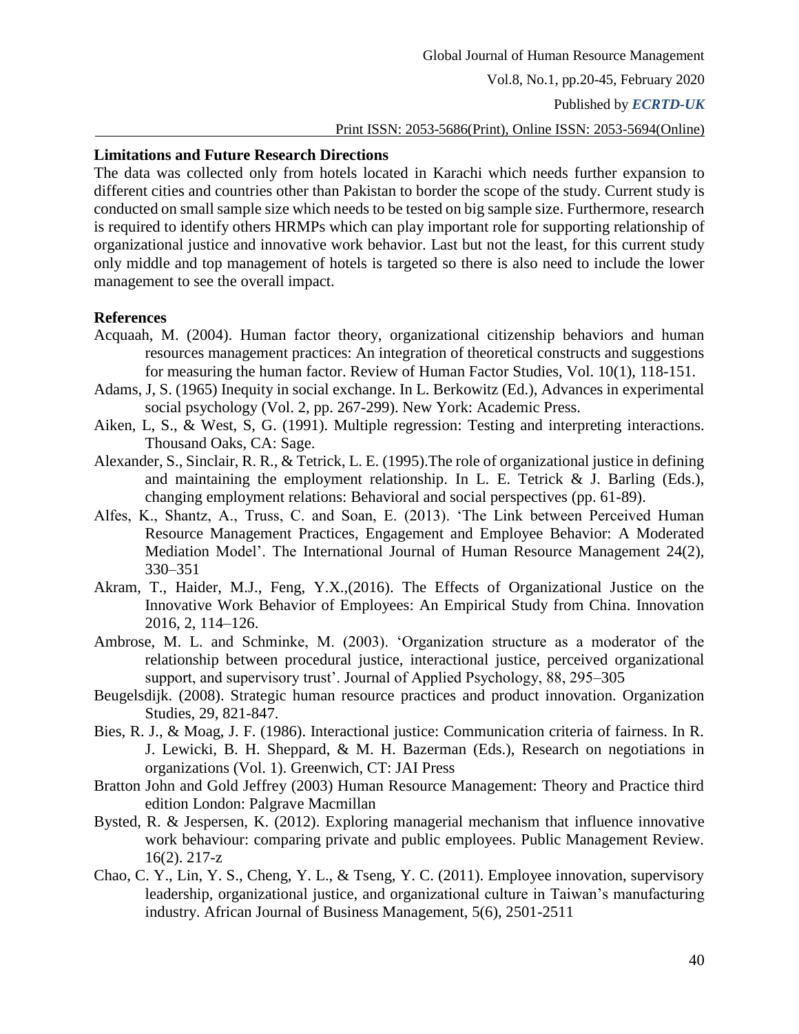**Limitations and Future Research Directions**

The data was collected only from hotels located in Karachi which needs further expansion to different cities and countries other than Pakistan to border the scope of the study. Current study is conducted on small sample size which needs to be tested on big sample size. Furthermore, research is required to identify others HRMPs which can play important role for supporting relationship of organizational justice and innovative work behavior. Last but not the least, for this current study only middle and top management of hotels is targeted so there is also need to include the lower management to see the overall impact.

**References**

Acquaah, M. (2004). Human factor theory, organizational citizenship behaviors and human resources management practices: An integration of theoretical constructs and suggestions for measuring the human factor. Review of Human Factor Studies, Vol. 10(1), 118-151.

Adams, J, S. (1965) Inequity in social exchange. In L. Berkowitz (Ed.), Advances in experimental social psychology (Vol. 2, pp. 267-299). New York: Academic Press.

Aiken, L, S., & West, S, G. (1991). Multiple regression: Testing and interpreting interactions. Thousand Oaks, CA: Sage.

Alexander, S., Sinclair, R. R., & Tetrick, L. E. (1995).The role of organizational justice in defining and maintaining the employment relationship. In L. E. Tetrick & J. Barling (Eds.), changing employment relations: Behavioral and social perspectives (pp. 61-89).

Alfes, K., Shantz, A., Truss, C. and Soan, E. (2013). 'The Link between Perceived Human Resource Management Practices, Engagement and Employee Behavior: A Moderated Mediation Model'. The International Journal of Human Resource Management 24(2), 330–351

Akram, T., Haider, M.J., Feng, Y.X.,(2016). The Effects of Organizational Justice on the Innovative Work Behavior of Employees: An Empirical Study from China. Innovation 2016, 2, 114–126.

Ambrose, M. L. and Schminke, M. (2003). 'Organization structure as a moderator of the relationship between procedural justice, interactional justice, perceived organizational support, and supervisory trust'. Journal of Applied Psychology, 88, 295–305

Beugelsdijk. (2008). Strategic human resource practices and product innovation. Organization Studies, 29, 821-847.

Bies, R. J., & Moag, J. F. (1986). Interactional justice: Communication criteria of fairness. In R. J. Lewicki, B. H. Sheppard, & M. H. Bazerman (Eds.), Research on negotiations in organizations (Vol. 1). Greenwich, CT: JAI Press

Bratton John and Gold Jeffrey (2003) Human Resource Management: Theory and Practice third edition London: Palgrave Macmillan

Bysted, R. & Jespersen, K. (2012). Exploring managerial mechanism that influence innovative work behaviour: comparing private and public employees. Public Management Review. 16(2). 217-z

Chao, C. Y., Lin, Y. S., Cheng, Y. L., & Tseng, Y. C. (2011). Employee innovation, supervisory leadership, organizational justice, and organizational culture in Taiwan's manufacturing industry. African Journal of Business Management, 5(6), 2501-2511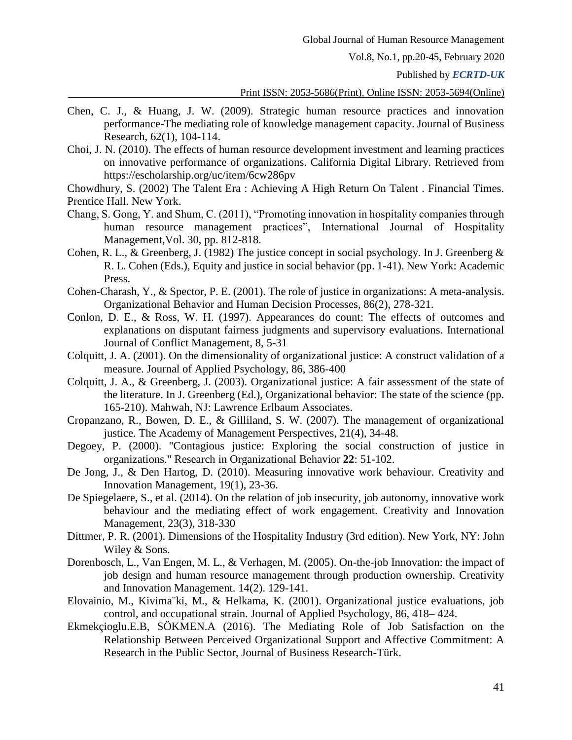Chen, C. J., & Huang, J. W. (2009). Strategic human resource practices and innovation performance-The mediating role of knowledge management capacity. Journal of Business Research, 62(1), 104-114.

Choi, J. N. (2010). The effects of human resource development investment and learning practices on innovative performance of organizations. California Digital Library. Retrieved from https://escholarship.org/uc/item/6cw286pv

Chowdhury, S. (2002) The Talent Era : Achieving A High Return On Talent . Financial Times. Prentice Hall. New York.

Chang, S. Gong, Y. and Shum, C. (2011), "Promoting innovation in hospitality companies through human resource management practices", International Journal of Hospitality Management,Vol. 30, pp. 812-818.

Cohen, R. L., & Greenberg, J. (1982) The justice concept in social psychology. In J. Greenberg & R. L. Cohen (Eds.), Equity and justice in social behavior (pp. 1-41). New York: Academic Press.

Cohen-Charash, Y., & Spector, P. E. (2001). The role of justice in organizations: A meta-analysis. Organizational Behavior and Human Decision Processes, 86(2), 278-321.

Conlon, D. E., & Ross, W. H. (1997). Appearances do count: The effects of outcomes and explanations on disputant fairness judgments and supervisory evaluations. International Journal of Conflict Management, 8, 5-31

Colquitt, J. A. (2001). On the dimensionality of organizational justice: A construct validation of a measure. Journal of Applied Psychology, 86, 386-400

Colquitt, J. A., & Greenberg, J. (2003). Organizational justice: A fair assessment of the state of the literature. In J. Greenberg (Ed.), Organizational behavior: The state of the science (pp. 165-210). Mahwah, NJ: Lawrence Erlbaum Associates.

Cropanzano, R., Bowen, D. E., & Gilliland, S. W. (2007). The management of organizational justice. The Academy of Management Perspectives, 21(4), 34-48.

Degoey, P. (2000). "Contagious justice: Exploring the social construction of justice in organizations." Research in Organizational Behavior **22**: 51-102.

De Jong, J., & Den Hartog, D. (2010). Measuring innovative work behaviour. Creativity and Innovation Management, 19(1), 23-36.

De Spiegelaere, S., et al. (2014). On the relation of job insecurity, job autonomy, innovative work behaviour and the mediating effect of work engagement. Creativity and Innovation Management, 23(3), 318-330

Dittmer, P. R. (2001). Dimensions of the Hospitality Industry (3rd edition). New York, NY: John Wiley & Sons.

Dorenbosch, L., Van Engen, M. L., & Verhagen, M. (2005). On-the-job Innovation: the impact of job design and human resource management through production ownership. Creativity and Innovation Management. 14(2). 129-141.

Elovainio, M., Kivima¨ki, M., & Helkama, K. (2001). Organizational justice evaluations, job control, and occupational strain. Journal of Applied Psychology, 86, 418– 424.

Ekmekçioglu.E.B, SÖKMEN.A (2016). The Mediating Role of Job Satisfaction on the Relationship Between Perceived Organizational Support and Affective Commitment: A Research in the Public Sector, Journal of Business Research-Türk.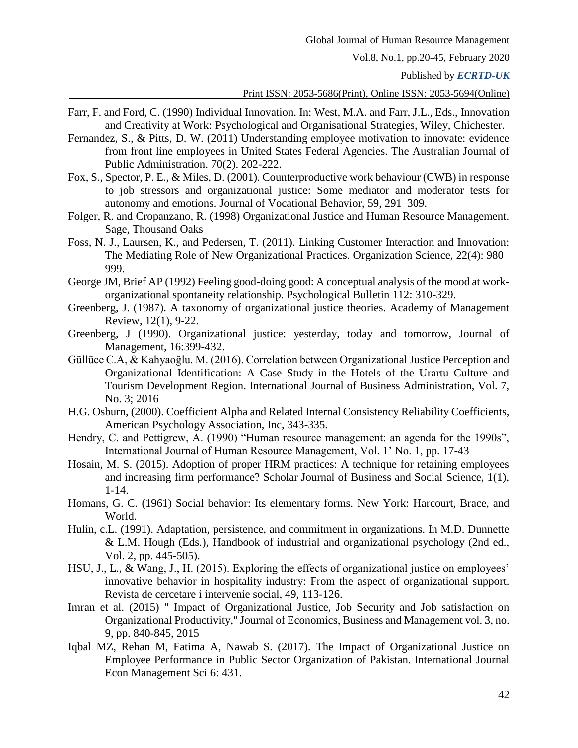Farr, F. and Ford, C. (1990) Individual Innovation. In: West, M.A. and Farr, J.L., Eds., Innovation and Creativity at Work: Psychological and Organisational Strategies, Wiley, Chichester.

Fernandez, S., & Pitts, D. W. (2011) Understanding employee motivation to innovate: evidence from front line employees in United States Federal Agencies. The Australian Journal of Public Administration. 70(2). 202-222.

Fox, S., Spector, P. E., & Miles, D. (2001). Counterproductive work behaviour (CWB) in response to job stressors and organizational justice: Some mediator and moderator tests for autonomy and emotions. Journal of Vocational Behavior, 59, 291–309.

Folger, R. and Cropanzano, R. (1998) Organizational Justice and Human Resource Management. Sage, Thousand Oaks

Foss, N. J., Laursen, K., and Pedersen, T. (2011). Linking Customer Interaction and Innovation: The Mediating Role of New Organizational Practices. Organization Science, 22(4): 980–999.

George JM, Brief AP (1992) Feeling good-doing good: A conceptual analysis of the mood at work-organizational spontaneity relationship. Psychological Bulletin 112: 310-329.

Greenberg, J. (1987). A taxonomy of organizational justice theories. Academy of Management Review, 12(1), 9-22.

Greenberg, J (1990). Organizational justice: yesterday, today and tomorrow, Journal of Management, 16:399-432.

Güllüce C.A, & Kahyaoğlu. M. (2016). Correlation between Organizational Justice Perception and Organizational Identification: A Case Study in the Hotels of the Urartu Culture and Tourism Development Region. International Journal of Business Administration, Vol. 7, No. 3; 2016

H.G. Osburn, (2000). Coefficient Alpha and Related Internal Consistency Reliability Coefficients, American Psychology Association, Inc, 343-335.

Hendry, C. and Pettigrew, A. (1990) "Human resource management: an agenda for the 1990s", International Journal of Human Resource Management, Vol. 1' No. 1, pp. 17-43

Hosain, M. S. (2015). Adoption of proper HRM practices: A technique for retaining employees and increasing firm performance? Scholar Journal of Business and Social Science, 1(1), 1-14.

Homans, G. C. (1961) Social behavior: Its elementary forms. New York: Harcourt, Brace, and World.

Hulin, c.L. (1991). Adaptation, persistence, and commitment in organizations. In M.D. Dunnette & L.M. Hough (Eds.), Handbook of industrial and organizational psychology (2nd ed., Vol. 2, pp. 445-505).

HSU, J., L., & Wang, J., H. (2015). Exploring the effects of organizational justice on employees' innovative behavior in hospitality industry: From the aspect of organizational support. Revista de cercetare i intervenie social, 49, 113-126.

Imran et al. (2015) " Impact of Organizational Justice, Job Security and Job satisfaction on Organizational Productivity," Journal of Economics, Business and Management vol. 3, no. 9, pp. 840-845, 2015

Iqbal MZ, Rehan M, Fatima A, Nawab S. (2017). The Impact of Organizational Justice on Employee Performance in Public Sector Organization of Pakistan. International Journal Econ Management Sci 6: 431.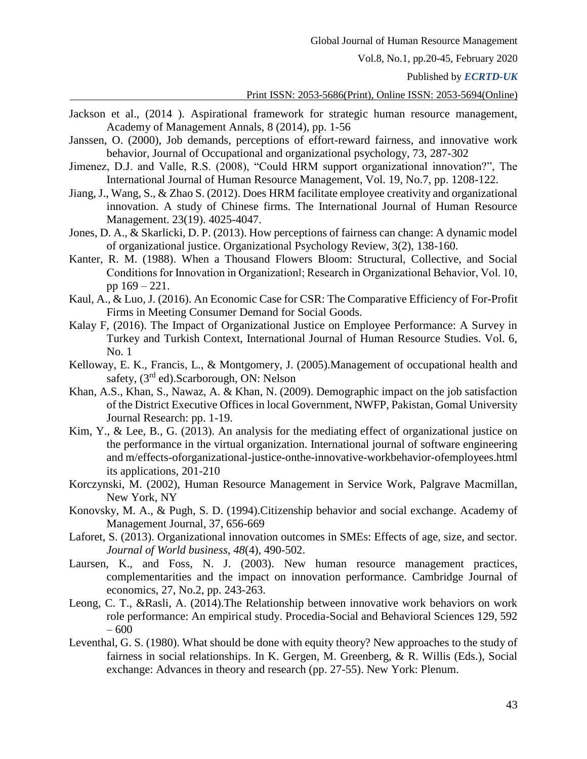Jackson et al., (2014 ). Aspirational framework for strategic human resource management, Academy of Management Annals, 8 (2014), pp. 1-56

Janssen, O. (2000), Job demands, perceptions of effort-reward fairness, and innovative work behavior, Journal of Occupational and organizational psychology, 73, 287-302

Jimenez, D.J. and Valle, R.S. (2008), "Could HRM support organizational innovation?", The International Journal of Human Resource Management, Vol. 19, No.7, pp. 1208-122.

Jiang, J., Wang, S., & Zhao S. (2012). Does HRM facilitate employee creativity and organizational innovation. A study of Chinese firms. The International Journal of Human Resource Management. 23(19). 4025-4047.

Jones, D. A., & Skarlicki, D. P. (2013). How perceptions of fairness can change: A dynamic model of organizational justice. Organizational Psychology Review, 3(2), 138-160.

Kanter, R. M. (1988). When a Thousand Flowers Bloom: Structural, Collective, and Social Conditions for Innovation in Organization‖; Research in Organizational Behavior, Vol. 10, pp 169 – 221.

Kaul, A., & Luo, J. (2016). An Economic Case for CSR: The Comparative Efficiency of For-Profit Firms in Meeting Consumer Demand for Social Goods.

Kalay F, (2016). The Impact of Organizational Justice on Employee Performance: A Survey in Turkey and Turkish Context, International Journal of Human Resource Studies. Vol. 6, No. 1

Kelloway, E. K., Francis, L., & Montgomery, J. (2005).Management of occupational health and safety, (3rd ed).Scarborough, ON: Nelson

Khan, A.S., Khan, S., Nawaz, A. & Khan, N. (2009). Demographic impact on the job satisfaction of the District Executive Offices in local Government, NWFP, Pakistan, Gomal University Journal Research: pp. 1-19.

Kim, Y., & Lee, B., G. (2013). An analysis for the mediating effect of organizational justice on the performance in the virtual organization. International journal of software engineering and m/effects-oforganizational-justice-onthe-innovative-workbehavior-ofemployees.html its applications, 201-210

Korczynski, M. (2002), Human Resource Management in Service Work, Palgrave Macmillan, New York, NY

Konovsky, M. A., & Pugh, S. D. (1994).Citizenship behavior and social exchange. Academy of Management Journal, 37, 656-669

Laforet, S. (2013). Organizational innovation outcomes in SMEs: Effects of age, size, and sector. *Journal of World business, 48*(4), 490-502.

Laursen, K., and Foss, N. J. (2003). New human resource management practices, complementarities and the impact on innovation performance. Cambridge Journal of economics, 27, No.2, pp. 243-263.

Leong, C. T., &Rasli, A. (2014).The Relationship between innovative work behaviors on work role performance: An empirical study. Procedia-Social and Behavioral Sciences 129, 592 – 600

Leventhal, G. S. (1980). What should be done with equity theory? New approaches to the study of fairness in social relationships. In K. Gergen, M. Greenberg, & R. Willis (Eds.), Social exchange: Advances in theory and research (pp. 27-55). New York: Plenum.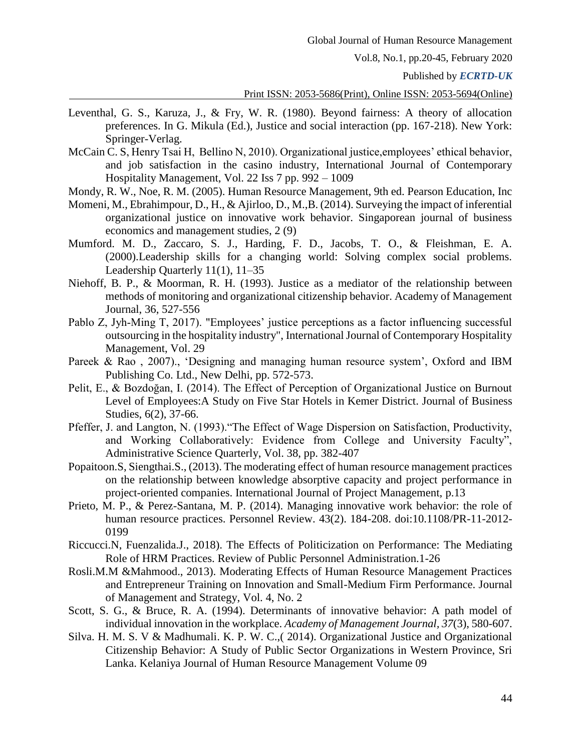Leventhal, G. S., Karuza, J., & Fry, W. R. (1980). Beyond fairness: A theory of allocation preferences. In G. Mikula (Ed.), Justice and social interaction (pp. 167-218). New York: Springer-Verlag.

McCain C. S, Henry Tsai H, Bellino N, 2010). Organizational justice,employees' ethical behavior, and job satisfaction in the casino industry, International Journal of Contemporary Hospitality Management, Vol. 22 Iss 7 pp. 992 – 1009

Mondy, R. W., Noe, R. M. (2005). Human Resource Management, 9th ed. Pearson Education, Inc

Momeni, M., Ebrahimpour, D., H., & Ajirloo, D., M.,B. (2014). Surveying the impact of inferential organizational justice on innovative work behavior. Singaporean journal of business economics and management studies, 2 (9)

Mumford. M. D., Zaccaro, S. J., Harding, F. D., Jacobs, T. O., & Fleishman, E. A. (2000).Leadership skills for a changing world: Solving complex social problems. Leadership Quarterly 11(1), 11–35

Niehoff, B. P., & Moorman, R. H. (1993). Justice as a mediator of the relationship between methods of monitoring and organizational citizenship behavior. Academy of Management Journal, 36, 527-556

Pablo Z, Jyh-Ming T, 2017). "Employees' justice perceptions as a factor influencing successful outsourcing in the hospitality industry", International Journal of Contemporary Hospitality Management, Vol. 29

Pareek & Rao , 2007)., 'Designing and managing human resource system', Oxford and IBM Publishing Co. Ltd., New Delhi, pp. 572-573.

Pelit, E., & Bozdoğan, I. (2014). The Effect of Perception of Organizational Justice on Burnout Level of Employees:A Study on Five Star Hotels in Kemer District. Journal of Business Studies, 6(2), 37-66.

Pfeffer, J. and Langton, N. (1993)."The Effect of Wage Dispersion on Satisfaction, Productivity, and Working Collaboratively: Evidence from College and University Faculty", Administrative Science Quarterly, Vol. 38, pp. 382-407

Popaitoon.S, Siengthai.S., (2013). The moderating effect of human resource management practices on the relationship between knowledge absorptive capacity and project performance in project-oriented companies. International Journal of Project Management, p.13

Prieto, M. P., & Perez-Santana, M. P. (2014). Managing innovative work behavior: the role of human resource practices. Personnel Review. 43(2). 184-208. doi:10.1108/PR-11-2012-0199

Riccucci.N, Fuenzalida.J., 2018). The Effects of Politicization on Performance: The Mediating Role of HRM Practices. Review of Public Personnel Administration.1-26

Rosli.M.M &Mahmood., 2013). Moderating Effects of Human Resource Management Practices and Entrepreneur Training on Innovation and Small-Medium Firm Performance. Journal of Management and Strategy, Vol. 4, No. 2

Scott, S. G., & Bruce, R. A. (1994). Determinants of innovative behavior: A path model of individual innovation in the workplace. *Academy of Management Journal*, *37*(3), 580-607.

Silva. H. M. S. V & Madhumali. K. P. W. C.,( 2014). Organizational Justice and Organizational Citizenship Behavior: A Study of Public Sector Organizations in Western Province, Sri Lanka. Kelaniya Journal of Human Resource Management Volume 09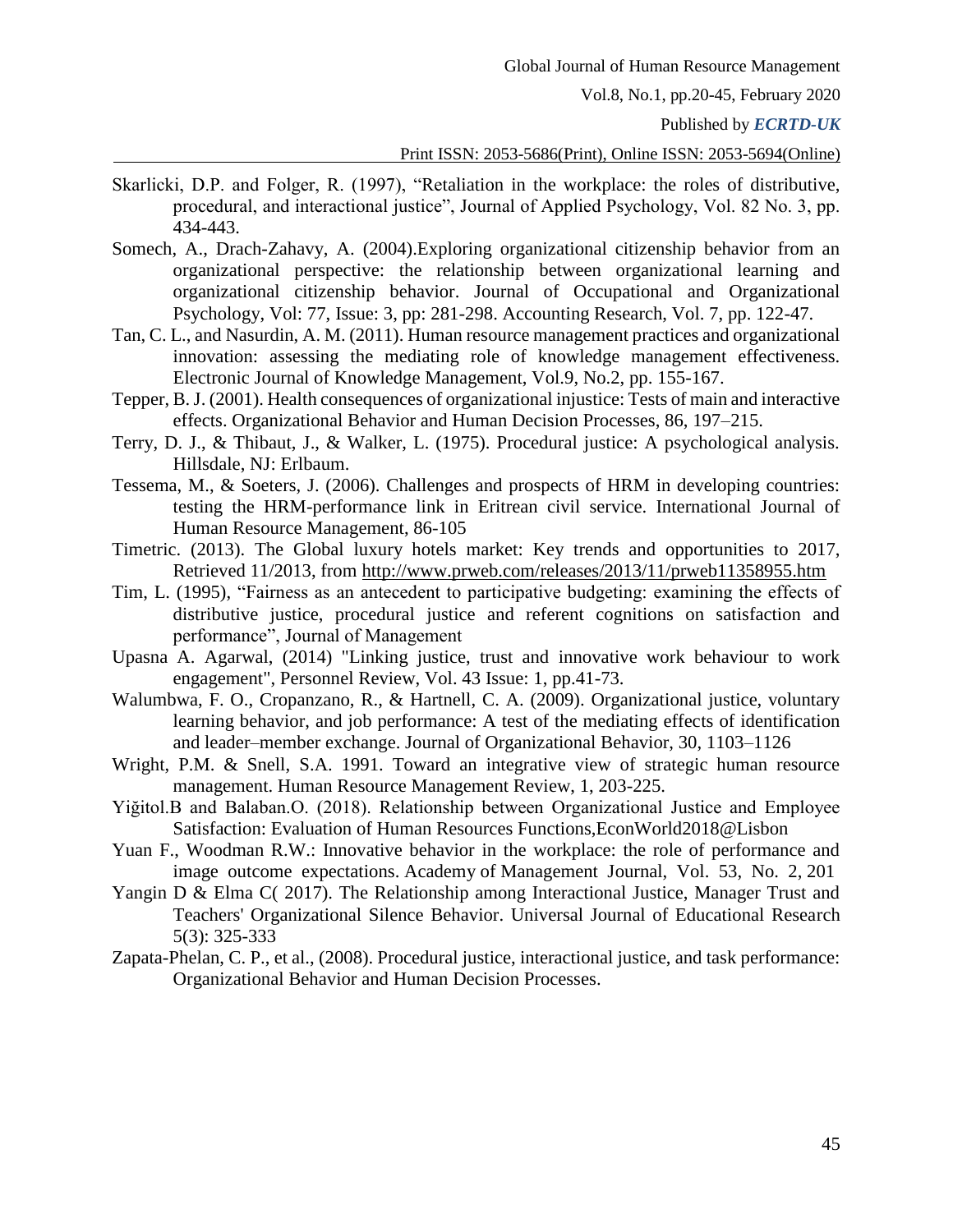Skarlicki, D.P. and Folger, R. (1997), "Retaliation in the workplace: the roles of distributive, procedural, and interactional justice", Journal of Applied Psychology, Vol. 82 No. 3, pp. 434-443.

Somech, A., Drach-Zahavy, A. (2004).Exploring organizational citizenship behavior from an organizational perspective: the relationship between organizational learning and organizational citizenship behavior. Journal of Occupational and Organizational Psychology, Vol: 77, Issue: 3, pp: 281-298. Accounting Research, Vol. 7, pp. 122-47.

Tan, C. L., and Nasurdin, A. M. (2011). Human resource management practices and organizational innovation: assessing the mediating role of knowledge management effectiveness. Electronic Journal of Knowledge Management, Vol.9, No.2, pp. 155-167.

Tepper, B. J. (2001). Health consequences of organizational injustice: Tests of main and interactive effects. Organizational Behavior and Human Decision Processes, 86, 197–215.

Terry, D. J., & Thibaut, J., & Walker, L. (1975). Procedural justice: A psychological analysis. Hillsdale, NJ: Erlbaum.

Tessema, M., & Soeters, J. (2006). Challenges and prospects of HRM in developing countries: testing the HRM-performance link in Eritrean civil service. International Journal of Human Resource Management, 86-105

Timetric. (2013). The Global luxury hotels market: Key trends and opportunities to 2017, Retrieved 11/2013, from http://www.prweb.com/releases/2013/11/prweb11358955.htm

Tim, L. (1995), "Fairness as an antecedent to participative budgeting: examining the effects of distributive justice, procedural justice and referent cognitions on satisfaction and performance", Journal of Management

Upasna A. Agarwal, (2014) "Linking justice, trust and innovative work behaviour to work engagement", Personnel Review, Vol. 43 Issue: 1, pp.41-73.

Walumbwa, F. O., Cropanzano, R., & Hartnell, C. A. (2009). Organizational justice, voluntary learning behavior, and job performance: A test of the mediating effects of identification and leader–member exchange. Journal of Organizational Behavior, 30, 1103–1126

Wright, P.M. & Snell, S.A. 1991. Toward an integrative view of strategic human resource management. Human Resource Management Review, 1, 203-225.

Yiğitol.B and Balaban.O. (2018). Relationship between Organizational Justice and Employee Satisfaction: Evaluation of Human Resources Functions,EconWorld2018@Lisbon

Yuan F., Woodman R.W.: Innovative behavior in the workplace: the role of performance and image outcome expectations. Academy of Management Journal, Vol. 53, No. 2, 201

Yangin D & Elma C( 2017). The Relationship among Interactional Justice, Manager Trust and Teachers' Organizational Silence Behavior. Universal Journal of Educational Research 5(3): 325-333

Zapata-Phelan, C. P., et al., (2008). Procedural justice, interactional justice, and task performance: Organizational Behavior and Human Decision Processes.